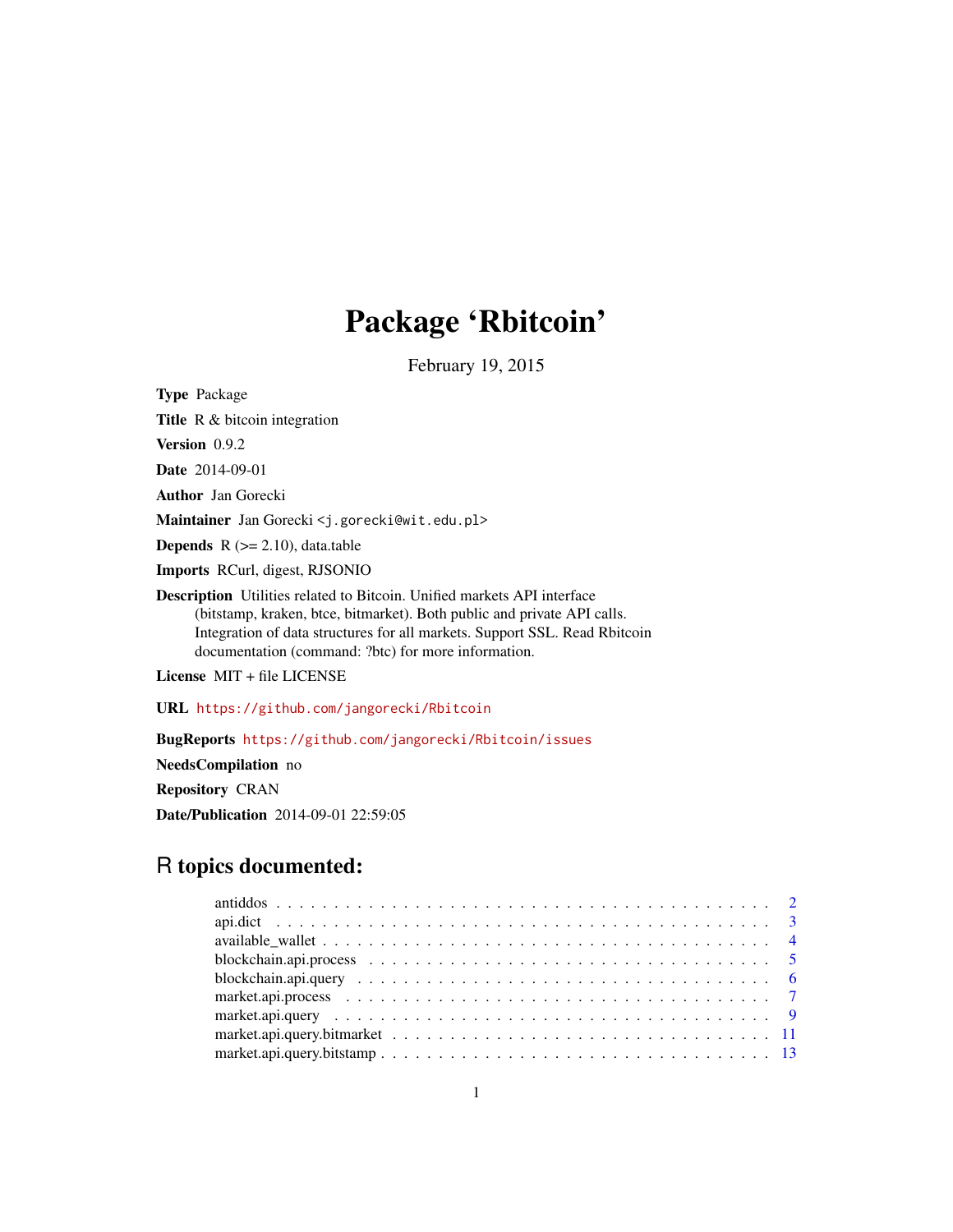# Package 'Rbitcoin'

February 19, 2015

**Type** Package

**Title** R & bitcoin integration

**Version** 0.9.2

**Date** 2014-09-01

**Author** Jan Gorecki

**Maintainer** Jan Gorecki <j.gorecki@wit.edu.pl>

**Depends** R (>= 2.10), data.table

**Imports** RCurl, digest, RJSONIO

**Description** Utilities related to Bitcoin. Unified markets API interface (bitstamp, kraken, btce, bitmarket). Both public and private API calls. Integration of data structures for all markets. Support SSL. Read Rbitcoin documentation (command: ?btc) for more information.

**License** MIT + file LICENSE

**URL** https://github.com/jangorecki/Rbitcoin

**BugReports** https://github.com/jangorecki/Rbitcoin/issues

**NeedsCompilation** no

**Repository** CRAN

**Date/Publication** 2014-09-01 22:59:05

## R topics documented:

- antiddos . . . . . . . . . . . . . . . . . . . . . . . . . . . . . . . . . . . . . . . . . . 2
- api.dict . . . . . . . . . . . . . . . . . . . . . . . . . . . . . . . . . . . . . . . . . . 3
- available_wallet . . . . . . . . . . . . . . . . . . . . . . . . . . . . . . . . . . . . . . 4
- blockchain.api.process . . . . . . . . . . . . . . . . . . . . . . . . . . . . . . . . . . 5
- blockchain.api.query . . . . . . . . . . . . . . . . . . . . . . . . . . . . . . . . . . . 6
- market.api.process . . . . . . . . . . . . . . . . . . . . . . . . . . . . . . . . . . . . 7
- market.api.query . . . . . . . . . . . . . . . . . . . . . . . . . . . . . . . . . . . . . 9
- market.api.query.bitmarket . . . . . . . . . . . . . . . . . . . . . . . . . . . . . . . 11
- market.api.query.bitstamp . . . . . . . . . . . . . . . . . . . . . . . . . . . . . . . . 13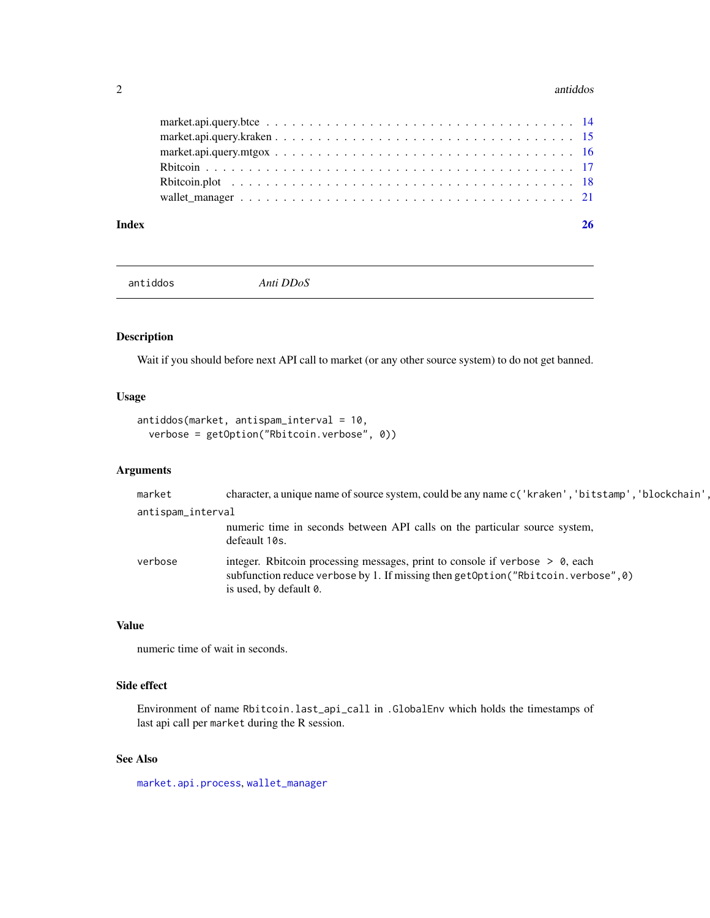market.api.query.btce . . . . . . . . . . . . . . . . . . . . . . . . . . . . . . . . . . . 14
market.api.query.kraken . . . . . . . . . . . . . . . . . . . . . . . . . . . . . . . . . . 15
market.api.query.mtgox . . . . . . . . . . . . . . . . . . . . . . . . . . . . . . . . . . 16
Rbitcoin . . . . . . . . . . . . . . . . . . . . . . . . . . . . . . . . . . . . . . . . . 17
Rbitcoin.plot . . . . . . . . . . . . . . . . . . . . . . . . . . . . . . . . . . . . . . 18
wallet_manager . . . . . . . . . . . . . . . . . . . . . . . . . . . . . . . . . . . . . 21

**Index** **26**

---

`antiddos` *Anti DDoS*

---

## Description

Wait if you should before next API call to market (or any other source system) to do not get banned.

## Usage

```
antiddos(market, antispam_interval = 10,
  verbose = getOption("Rbitcoin.verbose", 0))
```

## Arguments

`market` character, a unique name of source system, could be any name `c('kraken','bitstamp','blockchain',`

`antispam_interval`
numeric time in seconds between API calls on the particular source system, defeault `10s`.

`verbose` integer. Rbitcoin processing messages, print to console if `verbose > 0`, each subfunction reduce `verbose` by 1. If missing then `getOption("Rbitcoin.verbose",0)` is used, by default `0`.

## Value

numeric time of wait in seconds.

## Side effect

Environment of name `Rbitcoin.last_api_call` in `.GlobalEnv` which holds the timestamps of last api call per `market` during the R session.

## See Also

`market.api.process`, `wallet_manager`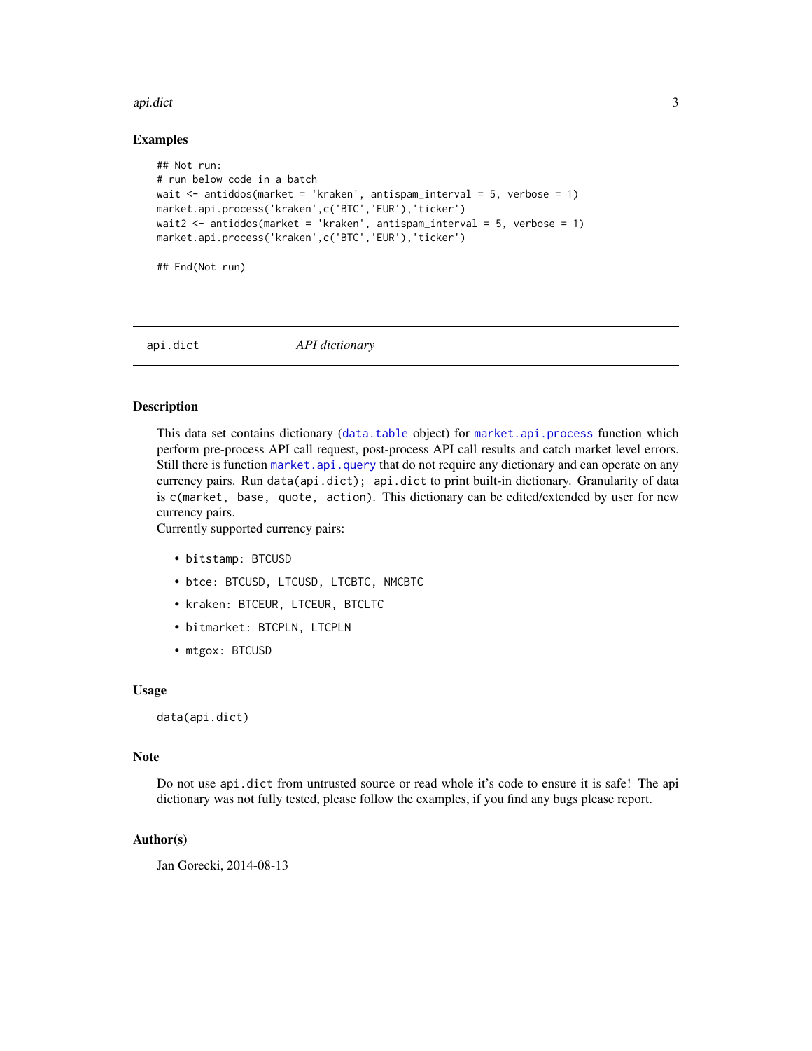### Examples

```
## Not run:
# run below code in a batch
wait <- antiddos(market = 'kraken', antispam_interval = 5, verbose = 1)
market.api.process('kraken',c('BTC','EUR'),'ticker')
wait2 <- antiddos(market = 'kraken', antispam_interval = 5, verbose = 1)
market.api.process('kraken',c('BTC','EUR'),'ticker')

## End(Not run)
```

---

## api.dict — *API dictionary*

---

### Description

This data set contains dictionary (`data.table` object) for `market.api.process` function which perform pre-process API call request, post-process API call results and catch market level errors. Still there is function `market.api.query` that do not require any dictionary and can operate on any currency pairs. Run `data(api.dict); api.dict` to print built-in dictionary. Granularity of data is `c(market, base, quote, action)`. This dictionary can be edited/extended by user for new currency pairs.
Currently supported currency pairs:

- `bitstamp: BTCUSD`
- `btce: BTCUSD, LTCUSD, LTCBTC, NMCBTC`
- `kraken: BTCEUR, LTCEUR, BTCLTC`
- `bitmarket: BTCPLN, LTCPLN`
- `mtgox: BTCUSD`

### Usage

```
data(api.dict)
```

### Note

Do not use `api.dict` from untrusted source or read whole it's code to ensure it is safe! The api dictionary was not fully tested, please follow the examples, if you find any bugs please report.

### Author(s)

Jan Gorecki, 2014-08-13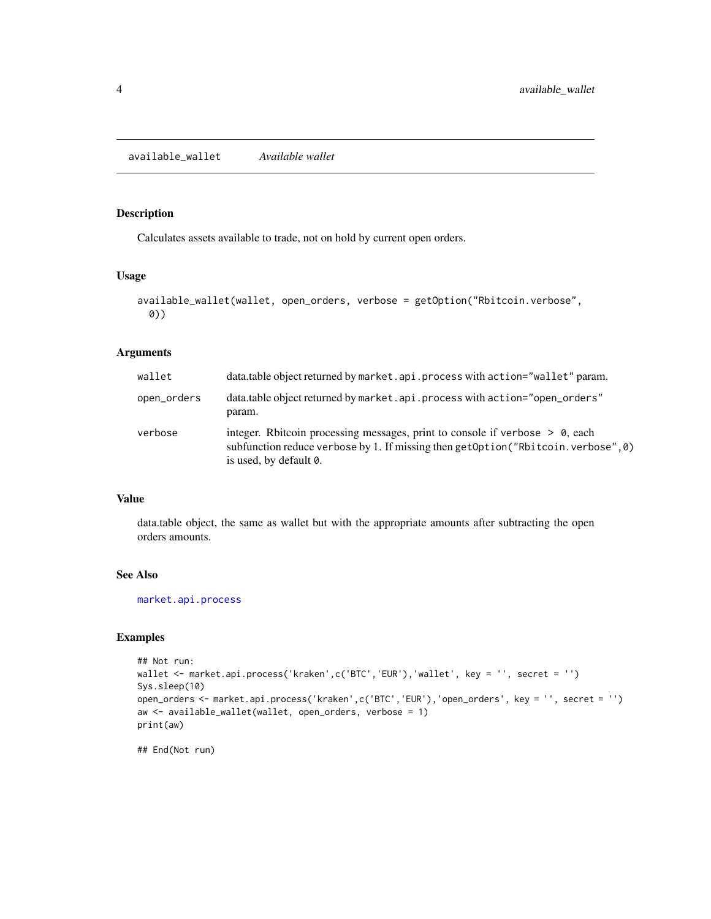## available_wallet *Available wallet*

### Description

Calculates assets available to trade, not on hold by current open orders.

### Usage

```
available_wallet(wallet, open_orders, verbose = getOption("Rbitcoin.verbose",
  0))
```

### Arguments

| | |
|---|---|
| `wallet` | data.table object returned by `market.api.process` with `action="wallet"` param. |
| `open_orders` | data.table object returned by `market.api.process` with `action="open_orders"` param. |
| `verbose` | integer. Rbitcoin processing messages, print to console if `verbose > 0`, each subfunction reduce `verbose` by 1. If missing then `getOption("Rbitcoin.verbose",0)` is used, by default `0`. |

### Value

data.table object, the same as wallet but with the appropriate amounts after subtracting the open orders amounts.

### See Also

`market.api.process`

### Examples

```
## Not run:
wallet <- market.api.process('kraken',c('BTC','EUR'),'wallet', key = '', secret = '')
Sys.sleep(10)
open_orders <- market.api.process('kraken',c('BTC','EUR'),'open_orders', key = '', secret = '')
aw <- available_wallet(wallet, open_orders, verbose = 1)
print(aw)

## End(Not run)
```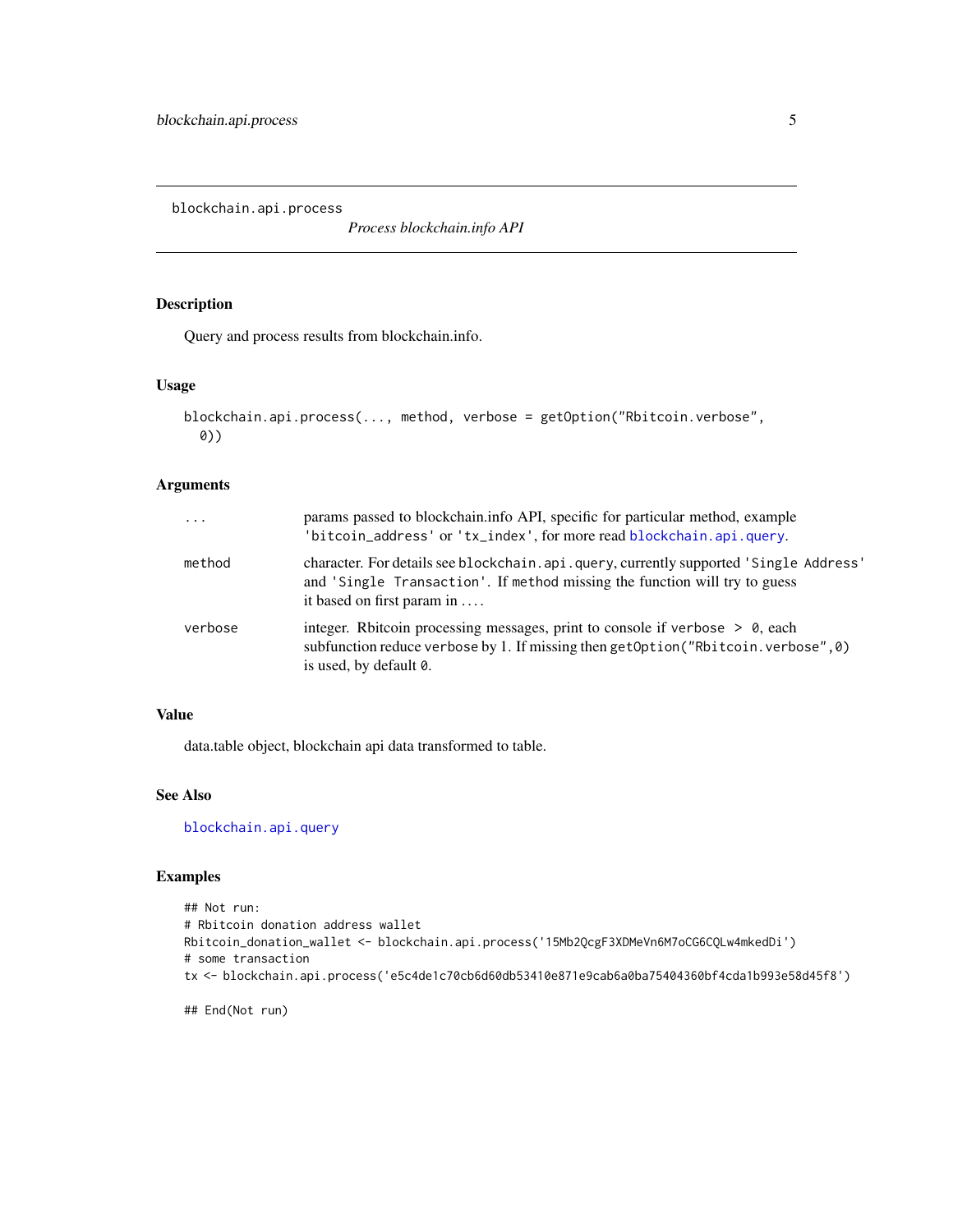blockchain.api.process

*Process blockchain.info API*

### Description

Query and process results from blockchain.info.

### Usage

```
blockchain.api.process(..., method, verbose = getOption("Rbitcoin.verbose",
  0))
```

### Arguments

| | |
|---|---|
| `...` | params passed to blockchain.info API, specific for particular method, example `'bitcoin_address'` or `'tx_index'`, for more read `blockchain.api.query`. |
| `method` | character. For details see `blockchain.api.query`, currently supported `'Single Address'` and `'Single Transaction'`. If `method` missing the function will try to guess it based on first param in `...`. |
| `verbose` | integer. Rbitcoin processing messages, print to console if `verbose > 0`, each subfunction reduce `verbose` by 1. If missing then `getOption("Rbitcoin.verbose",0)` is used, by default `0`. |

### Value

data.table object, blockchain api data transformed to table.

### See Also

`blockchain.api.query`

### Examples

```
## Not run:
# Rbitcoin donation address wallet
Rbitcoin_donation_wallet <- blockchain.api.process('15Mb2QcgF3XDMeVn6M7oCG6CQLw4mkedDi')
# some transaction
tx <- blockchain.api.process('e5c4de1c70cb6d60db53410e871e9cab6a0ba75404360bf4cda1b993e58d45f8')

## End(Not run)
```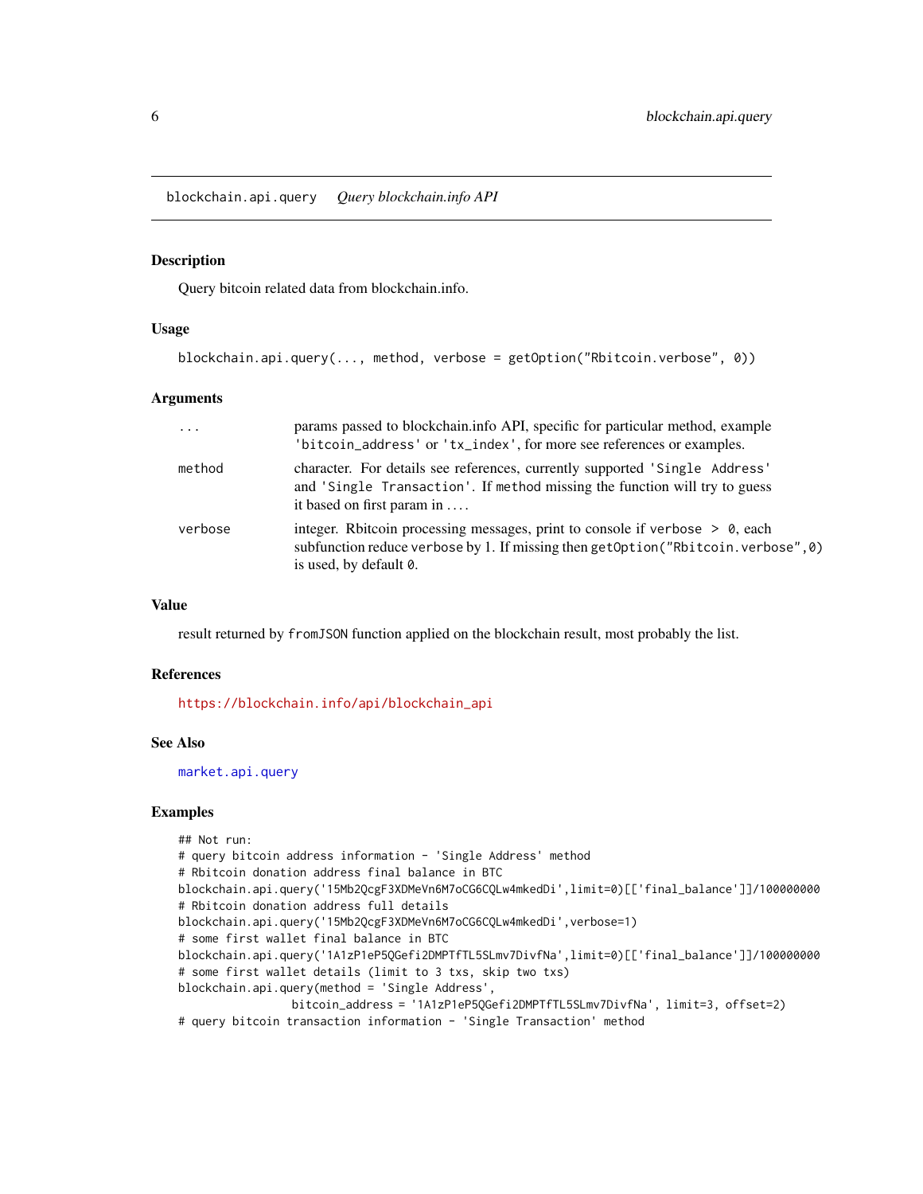## blockchain.api.query *Query blockchain.info API*

### Description

Query bitcoin related data from blockchain.info.

### Usage

```
blockchain.api.query(..., method, verbose = getOption("Rbitcoin.verbose", 0))
```

### Arguments

| | |
|---|---|
| `...` | params passed to blockchain.info API, specific for particular method, example `'bitcoin_address'` or `'tx_index'`, for more see references or examples. |
| `method` | character. For details see references, currently supported `'Single Address'` and `'Single Transaction'`. If `method` missing the function will try to guess it based on first param in .... |
| `verbose` | integer. Rbitcoin processing messages, print to console if `verbose > 0`, each subfunction reduce `verbose` by 1. If missing then `getOption("Rbitcoin.verbose",0)` is used, by default `0`. |

### Value

result returned by `fromJSON` function applied on the blockchain result, most probably the list.

### References

https://blockchain.info/api/blockchain_api

### See Also

`market.api.query`

### Examples

```
## Not run:
# query bitcoin address information - 'Single Address' method
# Rbitcoin donation address final balance in BTC
blockchain.api.query('15Mb2QcgF3XDMeVn6M7oCG6CQLw4mkedDi',limit=0)[['final_balance']]/100000000
# Rbitcoin donation address full details
blockchain.api.query('15Mb2QcgF3XDMeVn6M7oCG6CQLw4mkedDi',verbose=1)
# some first wallet final balance in BTC
blockchain.api.query('1A1zP1eP5QGefi2DMPTfTL5SLmv7DivfNa',limit=0)[['final_balance']]/100000000
# some first wallet details (limit to 3 txs, skip two txs)
blockchain.api.query(method = 'Single Address',
                     bitcoin_address = '1A1zP1eP5QGefi2DMPTfTL5SLmv7DivfNa', limit=3, offset=2)
# query bitcoin transaction information - 'Single Transaction' method
```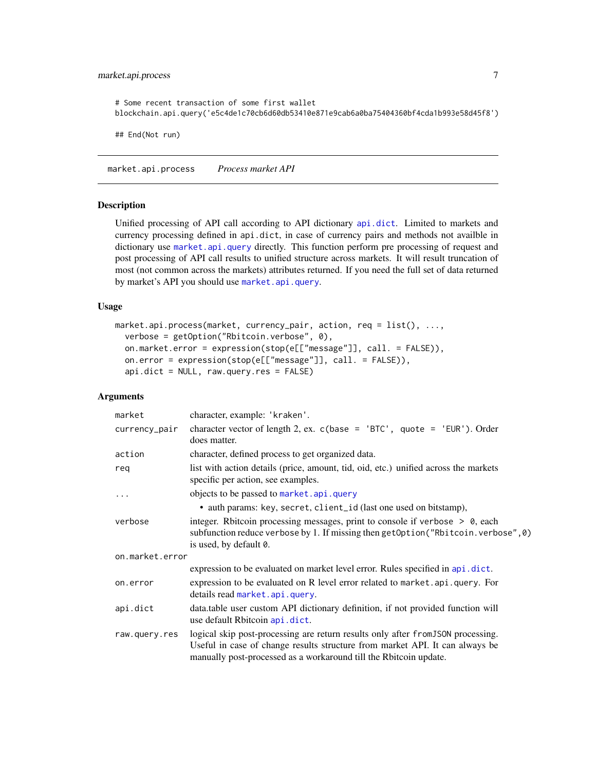```
# Some recent transaction of some first wallet
blockchain.api.query('e5c4de1c70cb6d60db53410e871e9cab6a0ba75404360bf4cda1b993e58d45f8')

## End(Not run)
```

## market.api.process — *Process market API*

### Description

Unified processing of API call according to API dictionary `api.dict`. Limited to markets and currency processing defined in `api.dict`, in case of currency pairs and methods not availble in dictionary use `market.api.query` directly. This function perform pre processing of request and post processing of API call results to unified structure across markets. It will result truncation of most (not common across the markets) attributes returned. If you need the full set of data returned by market's API you should use `market.api.query`.

### Usage

```
market.api.process(market, currency_pair, action, req = list(), ...,
  verbose = getOption("Rbitcoin.verbose", 0),
  on.market.error = expression(stop(e[["message"]], call. = FALSE)),
  on.error = expression(stop(e[["message"]], call. = FALSE)),
  api.dict = NULL, raw.query.res = FALSE)
```

### Arguments

| Argument | Description |
| --- | --- |
| `market` | character, example: `'kraken'`. |
| `currency_pair` | character vector of length 2, ex. `c(base = 'BTC', quote = 'EUR')`. Order does matter. |
| `action` | character, defined process to get organized data. |
| `req` | list with action details (price, amount, tid, oid, etc.) unified across the markets specific per action, see examples. |
| `...` | objects to be passed to `market.api.query`<br>• auth params: `key`, `secret`, `client_id` (last one used on bitstamp), |
| `verbose` | integer. Rbitcoin processing messages, print to console if `verbose > 0`, each subfunction reduce `verbose` by 1. If missing then `getOption("Rbitcoin.verbose",0)` is used, by default `0`. |
| `on.market.error` | expression to be evaluated on market level error. Rules specified in `api.dict`. |
| `on.error` | expression to be evaluated on R level error related to `market.api.query`. For details read `market.api.query`. |
| `api.dict` | data.table user custom API dictionary definition, if not provided function will use default Rbitcoin `api.dict`. |
| `raw.query.res` | logical skip post-processing are return results only after `fromJSON` processing. Useful in case of change results structure from market API. It can always be manually post-processed as a workaround till the Rbitcoin update. |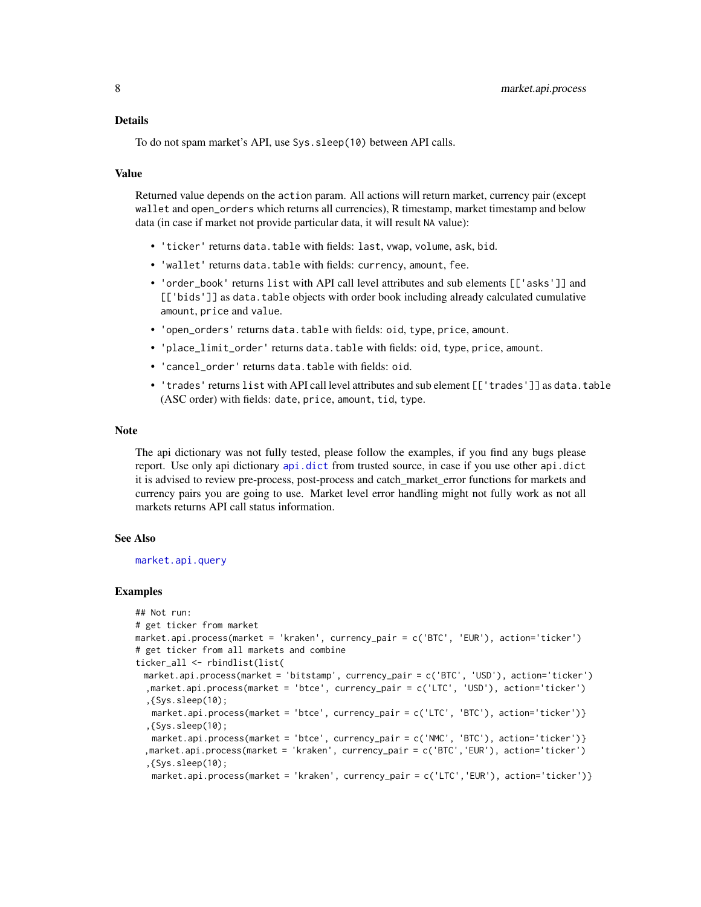## Details

To do not spam market's API, use `Sys.sleep(10)` between API calls.

## Value

Returned value depends on the `action` param. All actions will return market, currency pair (except `wallet` and `open_orders` which returns all currencies), R timestamp, market timestamp and below data (in case if market not provide particular data, it will result `NA` value):

- `'ticker'` returns `data.table` with fields: `last`, `vwap`, `volume`, `ask`, `bid`.
- `'wallet'` returns `data.table` with fields: `currency`, `amount`, `fee`.
- `'order_book'` returns `list` with API call level attributes and sub elements `[['asks']]` and `[['bids']]` as `data.table` objects with order book including already calculated cumulative `amount`, `price` and `value`.
- `'open_orders'` returns `data.table` with fields: `oid`, `type`, `price`, `amount`.
- `'place_limit_order'` returns `data.table` with fields: `oid`, `type`, `price`, `amount`.
- `'cancel_order'` returns `data.table` with fields: `oid`.
- `'trades'` returns `list` with API call level attributes and sub element `[['trades']]` as `data.table` (ASC order) with fields: `date`, `price`, `amount`, `tid`, `type`.

## Note

The api dictionary was not fully tested, please follow the examples, if you find any bugs please report. Use only api dictionary `api.dict` from trusted source, in case if you use other `api.dict` it is advised to review pre-process, post-process and catch_market_error functions for markets and currency pairs you are going to use. Market level error handling might not fully work as not all markets returns API call status information.

## See Also

`market.api.query`

## Examples

```
## Not run:
# get ticker from market
market.api.process(market = 'kraken', currency_pair = c('BTC', 'EUR'), action='ticker')
# get ticker from all markets and combine
ticker_all <- rbindlist(list(
  market.api.process(market = 'bitstamp', currency_pair = c('BTC', 'USD'), action='ticker')
  ,market.api.process(market = 'btce', currency_pair = c('LTC', 'USD'), action='ticker')
  ,{Sys.sleep(10);
   market.api.process(market = 'btce', currency_pair = c('LTC', 'BTC'), action='ticker')}
  ,{Sys.sleep(10);
   market.api.process(market = 'btce', currency_pair = c('NMC', 'BTC'), action='ticker')}
  ,market.api.process(market = 'kraken', currency_pair = c('BTC','EUR'), action='ticker')
  ,{Sys.sleep(10);
   market.api.process(market = 'kraken', currency_pair = c('LTC','EUR'), action='ticker')}
```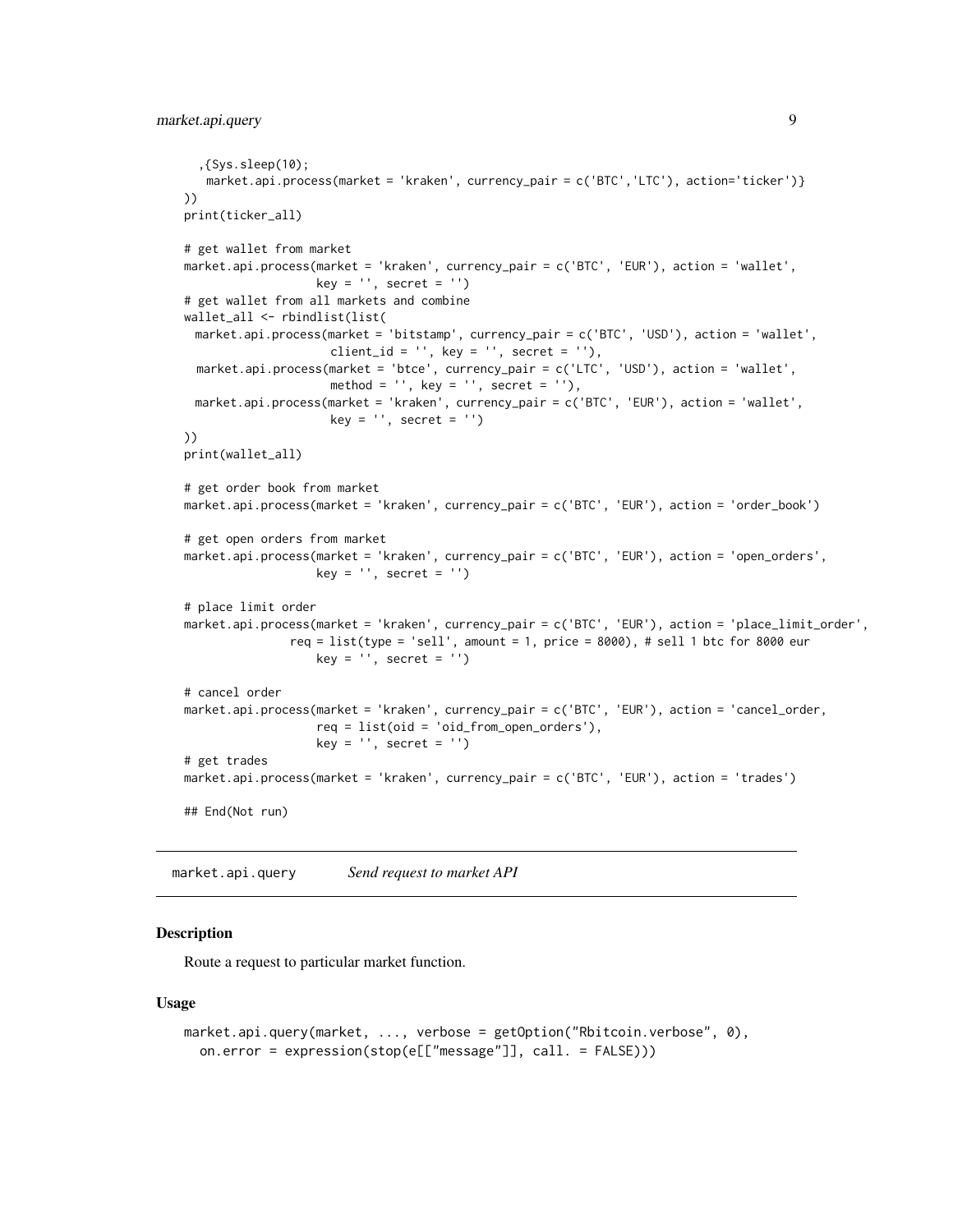```
  ,{Sys.sleep(10);
   market.api.process(market = 'kraken', currency_pair = c('BTC','LTC'), action='ticker')}
))
print(ticker_all)

# get wallet from market
market.api.process(market = 'kraken', currency_pair = c('BTC', 'EUR'), action = 'wallet',
                   key = '', secret = '')
# get wallet from all markets and combine
wallet_all <- rbindlist(list(
  market.api.process(market = 'bitstamp', currency_pair = c('BTC', 'USD'), action = 'wallet',
                     client_id = '', key = '', secret = ''),
  market.api.process(market = 'btce', currency_pair = c('LTC', 'USD'), action = 'wallet',
                     method = '', key = '', secret = ''),
  market.api.process(market = 'kraken', currency_pair = c('BTC', 'EUR'), action = 'wallet',
                     key = '', secret = '')
))
print(wallet_all)

# get order book from market
market.api.process(market = 'kraken', currency_pair = c('BTC', 'EUR'), action = 'order_book')

# get open orders from market
market.api.process(market = 'kraken', currency_pair = c('BTC', 'EUR'), action = 'open_orders',
                   key = '', secret = '')

# place limit order
market.api.process(market = 'kraken', currency_pair = c('BTC', 'EUR'), action = 'place_limit_order',
               req = list(type = 'sell', amount = 1, price = 8000), # sell 1 btc for 8000 eur
                   key = '', secret = '')

# cancel order
market.api.process(market = 'kraken', currency_pair = c('BTC', 'EUR'), action = 'cancel_order,
                   req = list(oid = 'oid_from_open_orders'),
                   key = '', secret = '')
# get trades
market.api.process(market = 'kraken', currency_pair = c('BTC', 'EUR'), action = 'trades')

## End(Not run)
```

## market.api.query — *Send request to market API*

### Description

Route a request to particular market function.

### Usage

```
market.api.query(market, ..., verbose = getOption("Rbitcoin.verbose", 0),
  on.error = expression(stop(e[["message"]], call. = FALSE)))
```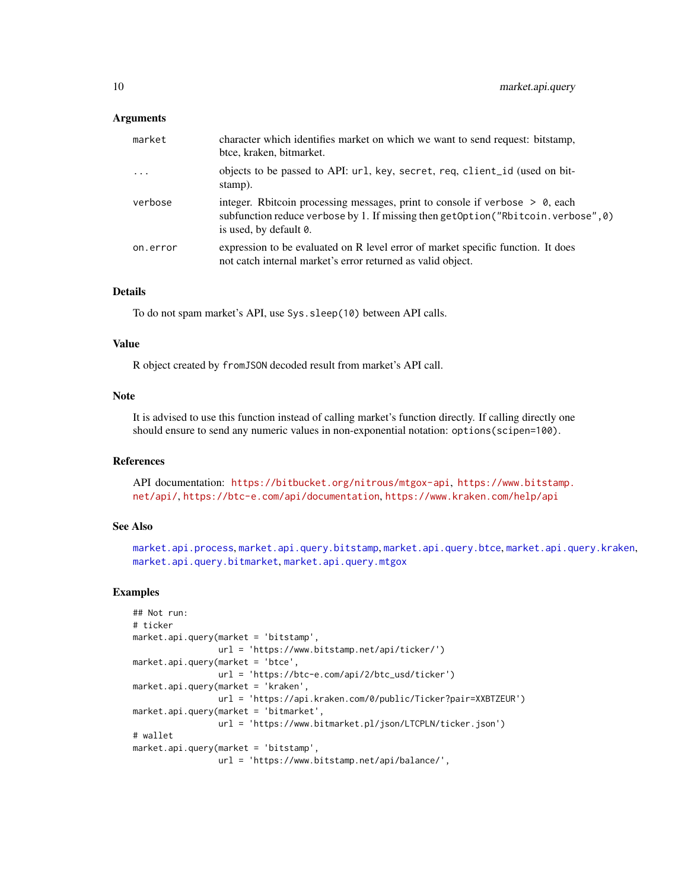### Arguments

| | |
|---|---|
| market | character which identifies market on which we want to send request: bitstamp, btce, kraken, bitmarket. |
| ... | objects to be passed to API: `url`, `key`, `secret`, `req`, `client_id` (used on bitstamp). |
| verbose | integer. Rbitcoin processing messages, print to console if `verbose > 0`, each subfunction reduce `verbose` by 1. If missing then `getOption("Rbitcoin.verbose",0)` is used, by default `0`. |
| on.error | expression to be evaluated on R level error of market specific function. It does not catch internal market's error returned as valid object. |

### Details

To do not spam market's API, use `Sys.sleep(10)` between API calls.

### Value

R object created by `fromJSON` decoded result from market's API call.

### Note

It is advised to use this function instead of calling market's function directly. If calling directly one should ensure to send any numeric values in non-exponential notation: `options(scipen=100)`.

### References

API documentation: https://bitbucket.org/nitrous/mtgox-api, https://www.bitstamp.net/api/, https://btc-e.com/api/documentation, https://www.kraken.com/help/api

### See Also

`market.api.process`, `market.api.query.bitstamp`, `market.api.query.btce`, `market.api.query.kraken`, `market.api.query.bitmarket`, `market.api.query.mtgox`

### Examples

```
## Not run:
# ticker
market.api.query(market = 'bitstamp',
                 url = 'https://www.bitstamp.net/api/ticker/')
market.api.query(market = 'btce',
                 url = 'https://btc-e.com/api/2/btc_usd/ticker')
market.api.query(market = 'kraken',
                 url = 'https://api.kraken.com/0/public/Ticker?pair=XXBTZEUR')
market.api.query(market = 'bitmarket',
                 url = 'https://www.bitmarket.pl/json/LTCPLN/ticker.json')
# wallet
market.api.query(market = 'bitstamp',
                 url = 'https://www.bitstamp.net/api/balance/',
```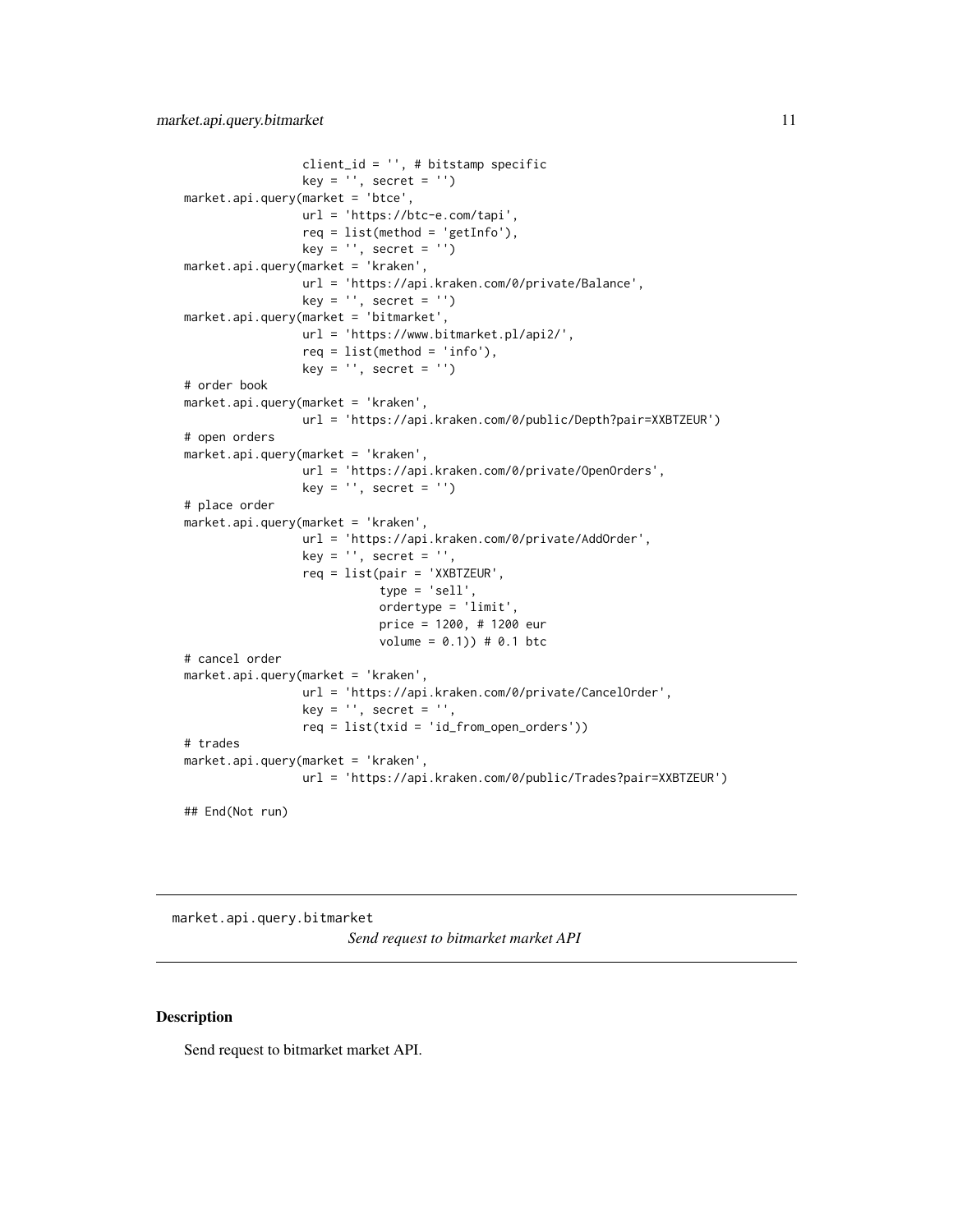```
                  client_id = '', # bitstamp specific
                  key = '', secret = '')
market.api.query(market = 'btce',
                  url = 'https://btc-e.com/tapi',
                  req = list(method = 'getInfo'),
                  key = '', secret = '')
market.api.query(market = 'kraken',
                  url = 'https://api.kraken.com/0/private/Balance',
                  key = '', secret = '')
market.api.query(market = 'bitmarket',
                  url = 'https://www.bitmarket.pl/api2/',
                  req = list(method = 'info'),
                  key = '', secret = '')
# order book
market.api.query(market = 'kraken',
                  url = 'https://api.kraken.com/0/public/Depth?pair=XXBTZEUR')
# open orders
market.api.query(market = 'kraken',
                  url = 'https://api.kraken.com/0/private/OpenOrders',
                  key = '', secret = '')
# place order
market.api.query(market = 'kraken',
                  url = 'https://api.kraken.com/0/private/AddOrder',
                  key = '', secret = '',
                  req = list(pair = 'XXBTZEUR',
                             type = 'sell',
                             ordertype = 'limit',
                             price = 1200, # 1200 eur
                             volume = 0.1)) # 0.1 btc
# cancel order
market.api.query(market = 'kraken',
                  url = 'https://api.kraken.com/0/private/CancelOrder',
                  key = '', secret = '',
                  req = list(txid = 'id_from_open_orders'))
# trades
market.api.query(market = 'kraken',
                  url = 'https://api.kraken.com/0/public/Trades?pair=XXBTZEUR')

## End(Not run)
```

---

## market.api.query.bitmarket

*Send request to bitmarket market API*

### Description

Send request to bitmarket market API.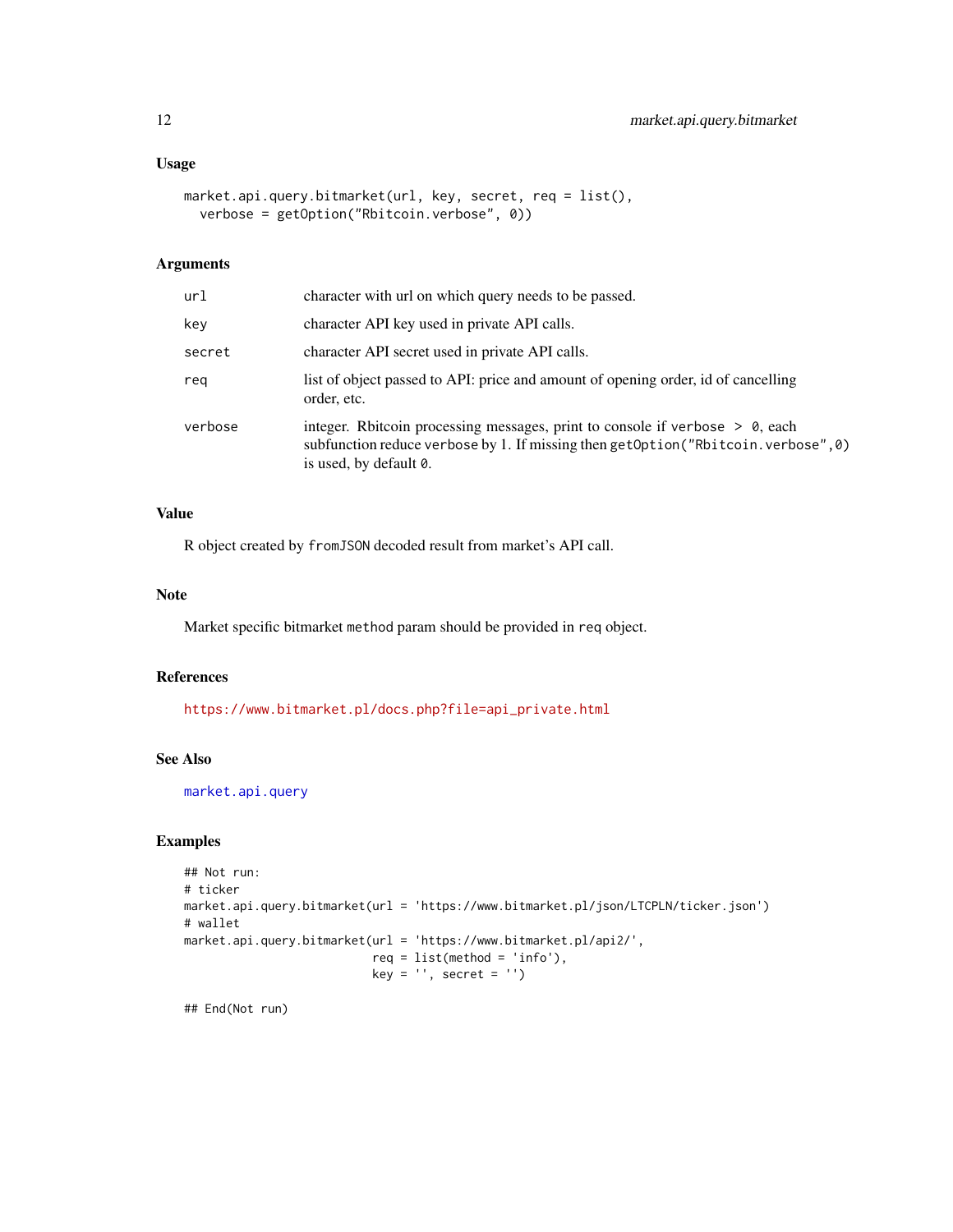### Usage

```
market.api.query.bitmarket(url, key, secret, req = list(),
  verbose = getOption("Rbitcoin.verbose", 0))
```

### Arguments

| | |
|---|---|
| `url` | character with url on which query needs to be passed. |
| `key` | character API key used in private API calls. |
| `secret` | character API secret used in private API calls. |
| `req` | list of object passed to API: price and amount of opening order, id of cancelling order, etc. |
| `verbose` | integer. Rbitcoin processing messages, print to console if `verbose > 0`, each subfunction reduce `verbose` by 1. If missing then `getOption("Rbitcoin.verbose",0)` is used, by default `0`. |

### Value

R object created by `fromJSON` decoded result from market's API call.

### Note

Market specific bitmarket `method` param should be provided in `req` object.

### References

https://www.bitmarket.pl/docs.php?file=api_private.html

### See Also

`market.api.query`

### Examples

```
## Not run:
# ticker
market.api.query.bitmarket(url = 'https://www.bitmarket.pl/json/LTCPLN/ticker.json')
# wallet
market.api.query.bitmarket(url = 'https://www.bitmarket.pl/api2/',
                           req = list(method = 'info'),
                           key = '', secret = '')

## End(Not run)
```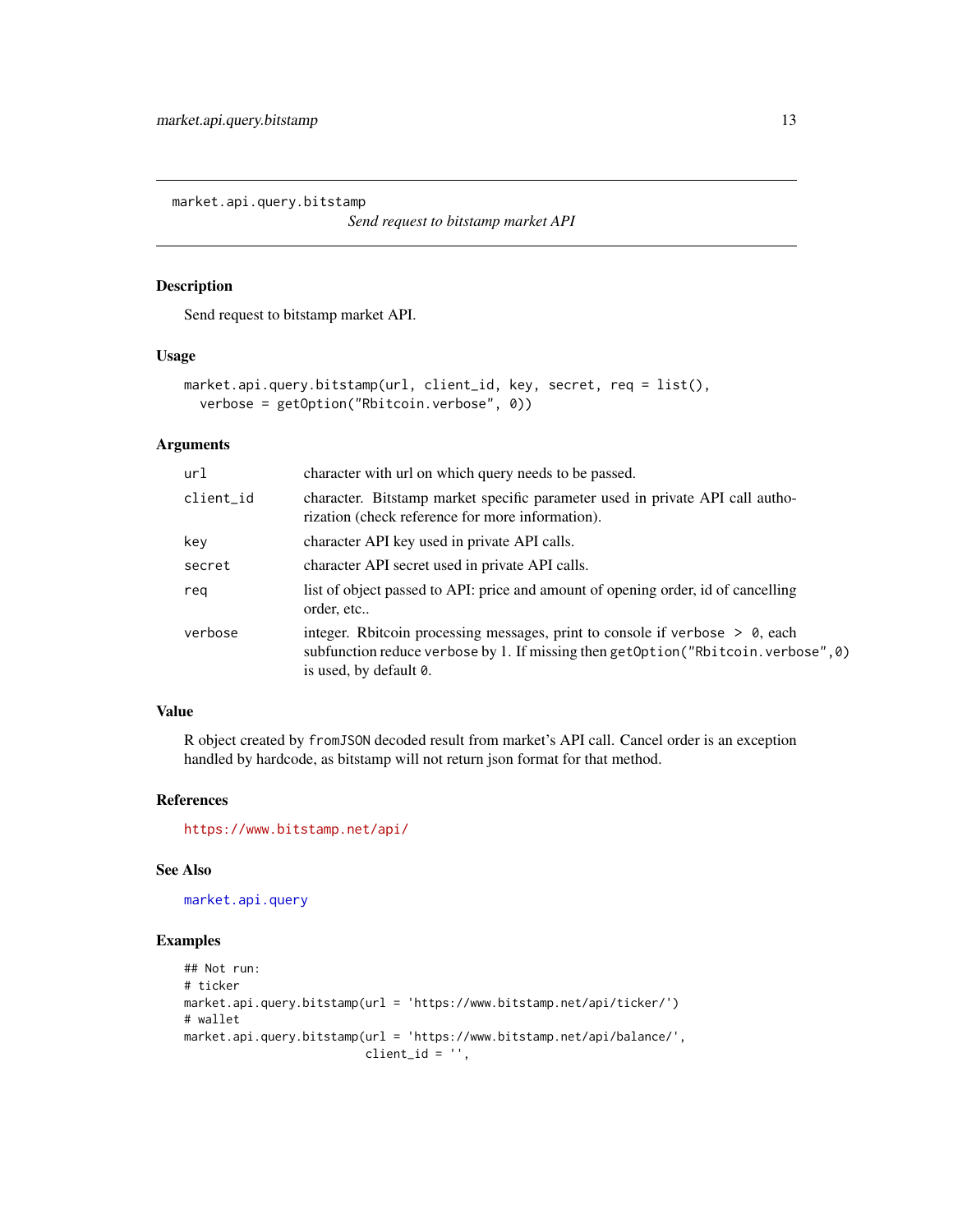market.api.query.bitstamp

*Send request to bitstamp market API*

## Description

Send request to bitstamp market API.

## Usage

```
market.api.query.bitstamp(url, client_id, key, secret, req = list(),
  verbose = getOption("Rbitcoin.verbose", 0))
```

## Arguments

| | |
|---|---|
| url | character with url on which query needs to be passed. |
| client_id | character. Bitstamp market specific parameter used in private API call authorization (check reference for more information). |
| key | character API key used in private API calls. |
| secret | character API secret used in private API calls. |
| req | list of object passed to API: price and amount of opening order, id of cancelling order, etc.. |
| verbose | integer. Rbitcoin processing messages, print to console if `verbose > 0`, each subfunction reduce `verbose` by 1. If missing then `getOption("Rbitcoin.verbose",0)` is used, by default `0`. |

## Value

R object created by `fromJSON` decoded result from market's API call. Cancel order is an exception handled by hardcode, as bitstamp will not return json format for that method.

## References

https://www.bitstamp.net/api/

## See Also

market.api.query

## Examples

```
## Not run:
# ticker
market.api.query.bitstamp(url = 'https://www.bitstamp.net/api/ticker/')
# wallet
market.api.query.bitstamp(url = 'https://www.bitstamp.net/api/balance/',
                          client_id = '',
```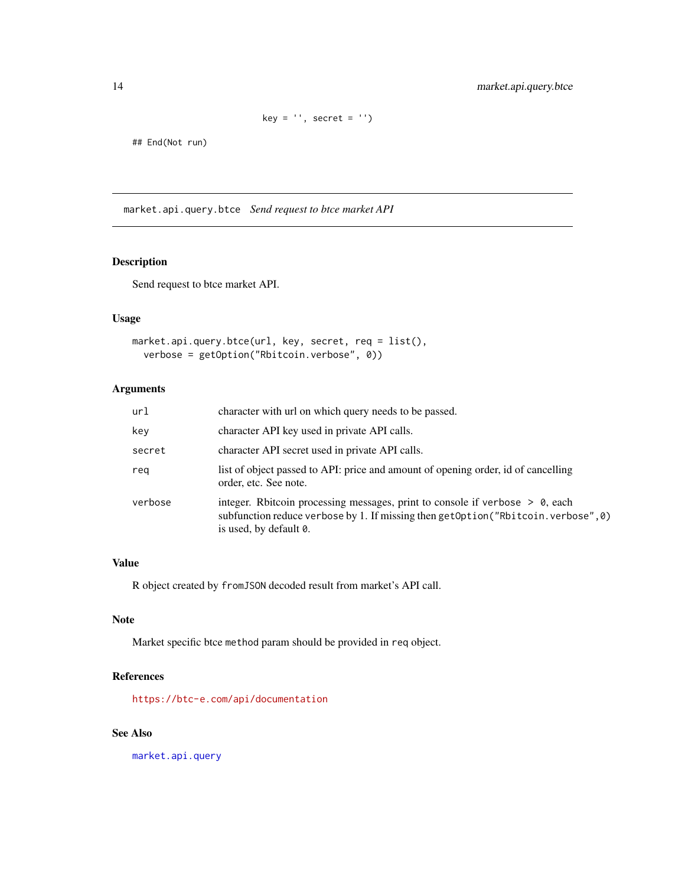```
                    key = '', secret = '')

## End(Not run)
```

---

## market.api.query.btce *Send request to btce market API*

### Description

Send request to btce market API.

### Usage

```
market.api.query.btce(url, key, secret, req = list(),
  verbose = getOption("Rbitcoin.verbose", 0))
```

### Arguments

| | |
|---|---|
| `url` | character with url on which query needs to be passed. |
| `key` | character API key used in private API calls. |
| `secret` | character API secret used in private API calls. |
| `req` | list of object passed to API: price and amount of opening order, id of cancelling order, etc. See note. |
| `verbose` | integer. Rbitcoin processing messages, print to console if `verbose > 0`, each subfunction reduce `verbose` by 1. If missing then `getOption("Rbitcoin.verbose",0)` is used, by default `0`. |

### Value

R object created by `fromJSON` decoded result from market's API call.

### Note

Market specific btce `method` param should be provided in `req` object.

### References

https://btc-e.com/api/documentation

### See Also

`market.api.query`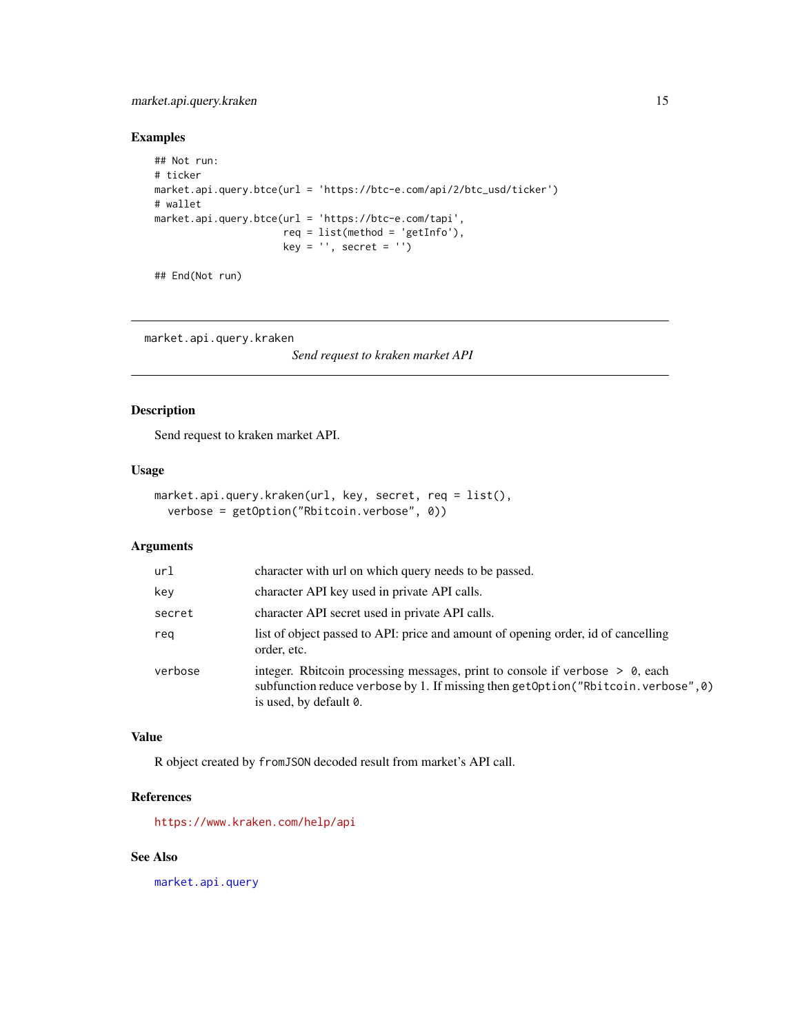## Examples

```
## Not run:
# ticker
market.api.query.btce(url = 'https://btc-e.com/api/2/btc_usd/ticker')
# wallet
market.api.query.btce(url = 'https://btc-e.com/tapi',
                      req = list(method = 'getInfo'),
                      key = '', secret = '')

## End(Not run)
```

---

# market.api.query.kraken

*Send request to kraken market API*

---

## Description

Send request to kraken market API.

## Usage

```
market.api.query.kraken(url, key, secret, req = list(),
  verbose = getOption("Rbitcoin.verbose", 0))
```

## Arguments

| | |
|---|---|
| `url` | character with url on which query needs to be passed. |
| `key` | character API key used in private API calls. |
| `secret` | character API secret used in private API calls. |
| `req` | list of object passed to API: price and amount of opening order, id of cancelling order, etc. |
| `verbose` | integer. Rbitcoin processing messages, print to console if `verbose > 0`, each subfunction reduce `verbose` by 1. If missing then `getOption("Rbitcoin.verbose",0)` is used, by default `0`. |

## Value

R object created by `fromJSON` decoded result from market's API call.

## References

https://www.kraken.com/help/api

## See Also

`market.api.query`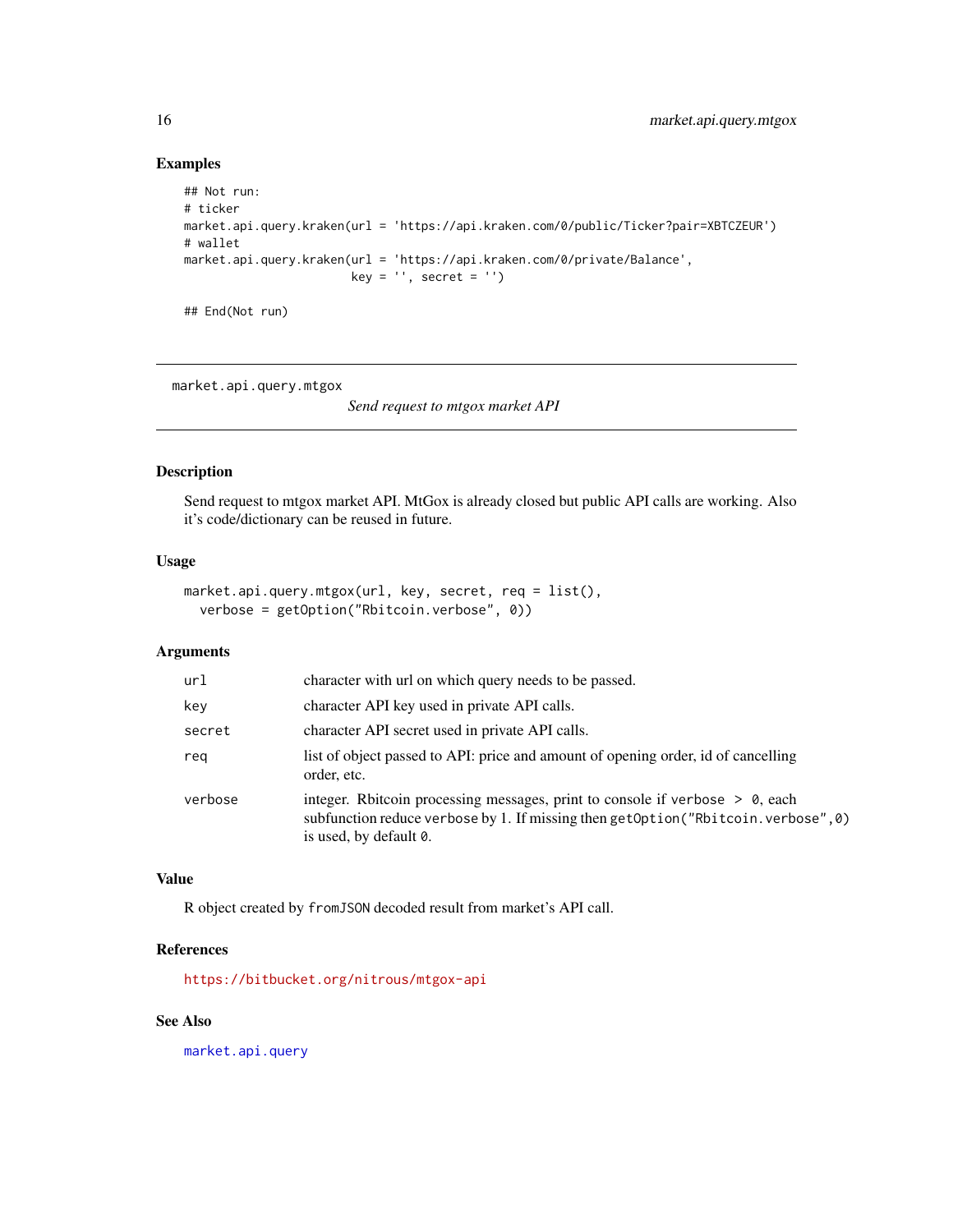## Examples

```
## Not run:
# ticker
market.api.query.kraken(url = 'https://api.kraken.com/0/public/Ticker?pair=XBTCZEUR')
# wallet
market.api.query.kraken(url = 'https://api.kraken.com/0/private/Balance',
                        key = '', secret = '')

## End(Not run)
```

---

# market.api.query.mtgox

*Send request to mtgox market API*

---

## Description

Send request to mtgox market API. MtGox is already closed but public API calls are working. Also it's code/dictionary can be reused in future.

## Usage

```
market.api.query.mtgox(url, key, secret, req = list(),
  verbose = getOption("Rbitcoin.verbose", 0))
```

## Arguments

| | |
|---|---|
| `url` | character with url on which query needs to be passed. |
| `key` | character API key used in private API calls. |
| `secret` | character API secret used in private API calls. |
| `req` | list of object passed to API: price and amount of opening order, id of cancelling order, etc. |
| `verbose` | integer. Rbitcoin processing messages, print to console if `verbose > 0`, each subfunction reduce `verbose` by 1. If missing then `getOption("Rbitcoin.verbose",0)` is used, by default `0`. |

## Value

R object created by `fromJSON` decoded result from market's API call.

## References

https://bitbucket.org/nitrous/mtgox-api

## See Also

`market.api.query`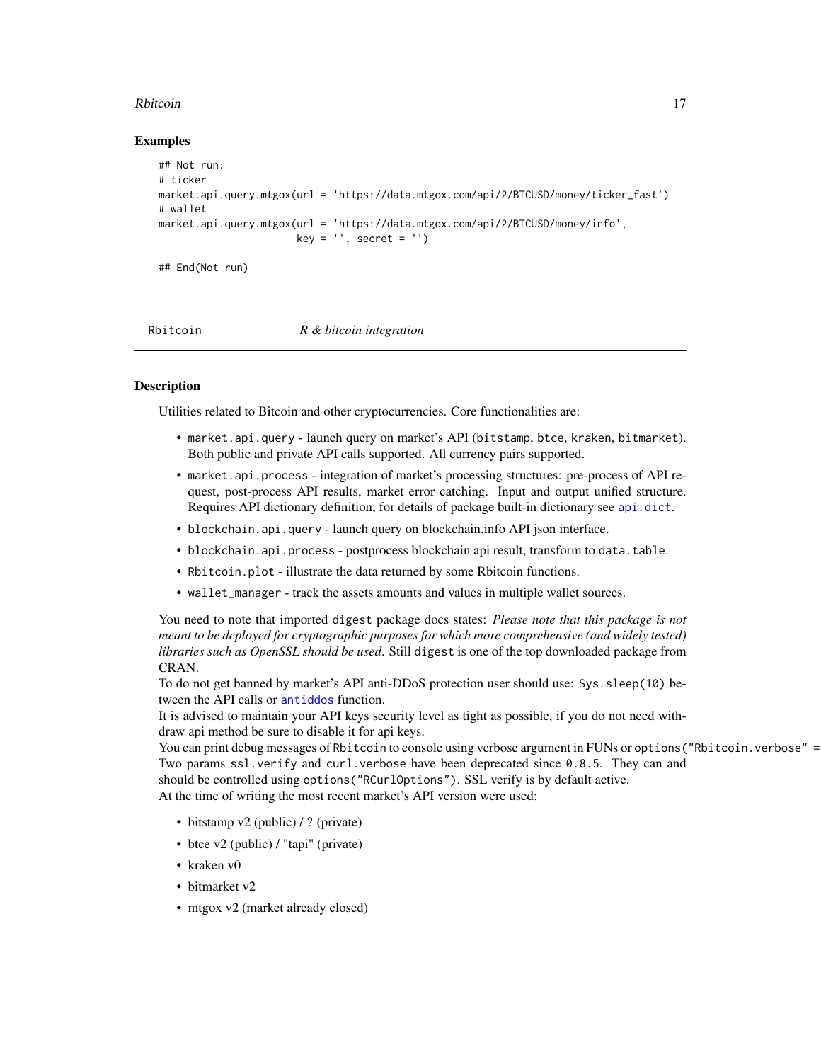### Examples

```
## Not run:
# ticker
market.api.query.mtgox(url = 'https://data.mtgox.com/api/2/BTCUSD/money/ticker_fast')
# wallet
market.api.query.mtgox(url = 'https://data.mtgox.com/api/2/BTCUSD/money/info',
                       key = '', secret = '')

## End(Not run)
```

---

Rbitcoin *R & bitcoin integration*

---

### Description

Utilities related to Bitcoin and other cryptocurrencies. Core functionalities are:

- `market.api.query` - launch query on market's API (`bitstamp`, `btce`, `kraken`, `bitmarket`). Both public and private API calls supported. All currency pairs supported.
- `market.api.process` - integration of market's processing structures: pre-process of API request, post-process API results, market error catching. Input and output unified structure. Requires API dictionary definition, for details of package built-in dictionary see `api.dict`.
- `blockchain.api.query` - launch query on blockchain.info API json interface.
- `blockchain.api.process` - postprocess blockchain api result, transform to `data.table`.
- `Rbitcoin.plot` - illustrate the data returned by some Rbitcoin functions.
- `wallet_manager` - track the assets amounts and values in multiple wallet sources.

You need to note that imported `digest` package docs states: *Please note that this package is not meant to be deployed for cryptographic purposes for which more comprehensive (and widely tested) libraries such as OpenSSL should be used*. Still `digest` is one of the top downloaded package from CRAN.

To do not get banned by market's API anti-DDoS protection user should use: `Sys.sleep(10)` between the API calls or `antiddos` function.

It is advised to maintain your API keys security level as tight as possible, if you do not need withdraw api method be sure to disable it for api keys.

You can print debug messages of `Rbitcoin` to console using verbose argument in FUNs or `options("Rbitcoin.verbose" =`

Two params `ssl.verify` and `curl.verbose` have been deprecated since `0.8.5`. They can and should be controlled using `options("RCurlOptions")`. SSL verify is by default active.

At the time of writing the most recent market's API version were used:

- bitstamp v2 (public) / ? (private)
- btce v2 (public) / "tapi" (private)
- kraken v0
- bitmarket v2
- mtgox v2 (market already closed)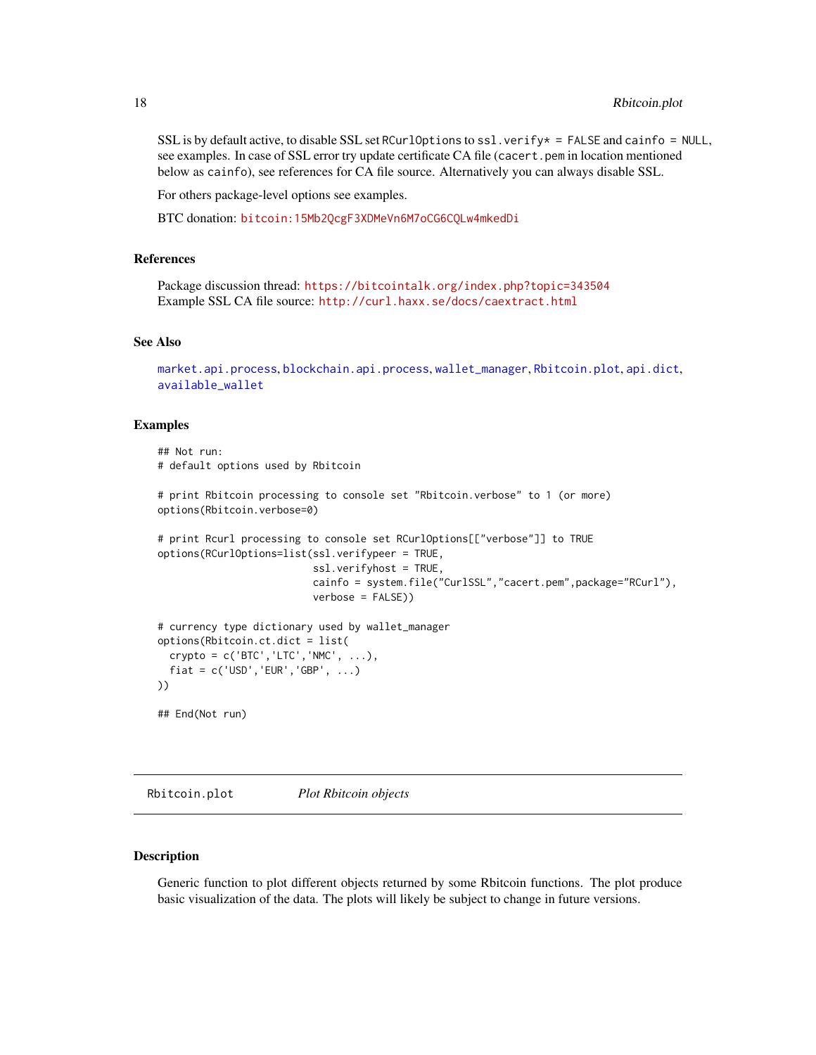SSL is by default active, to disable SSL set `RCurlOptions` to `ssl.verify* = FALSE` and `cainfo = NULL`, see examples. In case of SSL error try update certificate CA file (`cacert.pem` in location mentioned below as `cainfo`), see references for CA file source. Alternatively you can always disable SSL.

For others package-level options see examples.

BTC donation: bitcoin:15Mb2QcgF3XDMeVn6M7oCG6CQLw4mkedDi

### References

Package discussion thread: https://bitcointalk.org/index.php?topic=343504
Example SSL CA file source: http://curl.haxx.se/docs/caextract.html

### See Also

market.api.process, blockchain.api.process, wallet_manager, Rbitcoin.plot, api.dict, available_wallet

### Examples

```
## Not run:
# default options used by Rbitcoin

# print Rbitcoin processing to console set "Rbitcoin.verbose" to 1 (or more)
options(Rbitcoin.verbose=0)

# print Rcurl processing to console set RCurlOptions[["verbose"]] to TRUE
options(RCurlOptions=list(ssl.verifypeer = TRUE,
                          ssl.verifyhost = TRUE,
                          cainfo = system.file("CurlSSL","cacert.pem",package="RCurl"),
                          verbose = FALSE))

# currency type dictionary used by wallet_manager
options(Rbitcoin.ct.dict = list(
  crypto = c('BTC','LTC','NMC', ...),
  fiat = c('USD','EUR','GBP', ...)
))

## End(Not run)
```

## Rbitcoin.plot *Plot Rbitcoin objects*

### Description

Generic function to plot different objects returned by some Rbitcoin functions. The plot produce basic visualization of the data. The plots will likely be subject to change in future versions.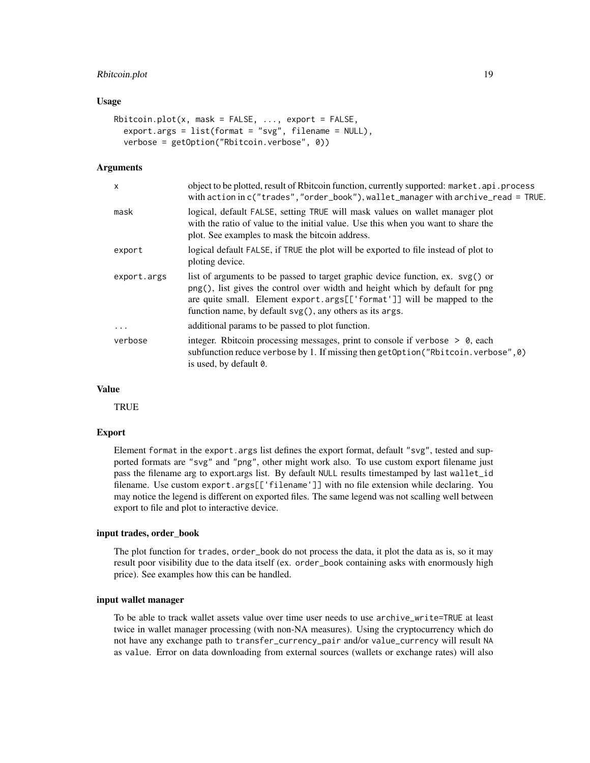### Usage

```
Rbitcoin.plot(x, mask = FALSE, ..., export = FALSE,
  export.args = list(format = "svg", filename = NULL),
  verbose = getOption("Rbitcoin.verbose", 0))
```

### Arguments

| | |
|---|---|
| x | object to be plotted, result of Rbitcoin function, currently supported: `market.api.process` with action in `c("trades","order_book")`, `wallet_manager` with `archive_read = TRUE`. |
| mask | logical, default `FALSE`, setting `TRUE` will mask values on wallet manager plot with the ratio of value to the initial value. Use this when you want to share the plot. See examples to mask the bitcoin address. |
| export | logical default `FALSE`, if `TRUE` the plot will be exported to file instead of plot to ploting device. |
| export.args | list of arguments to be passed to target graphic device function, ex. `svg()` or `png()`, list gives the control over width and height which by default for png are quite small. Element `export.args[['format']]` will be mapped to the function name, by default `svg()`, any others as its `args`. |
| ... | additional params to be passed to plot function. |
| verbose | integer. Rbitcoin processing messages, print to console if `verbose > 0`, each subfunction reduce `verbose` by 1. If missing then `getOption("Rbitcoin.verbose",0)` is used, by default `0`. |

### Value

TRUE

### Export

Element `format` in the `export.args` list defines the export format, default `"svg"`, tested and supported formats are `"svg"` and `"png"`, other might work also. To use custom export filename just pass the filename arg to export.args list. By default `NULL` results timestamped by last `wallet_id` filename. Use custom `export.args[['filename']]` with no file extension while declaring. You may notice the legend is different on exported files. The same legend was not scalling well between export to file and plot to interactive device.

### input trades, order_book

The plot function for `trades`, `order_book` do not process the data, it plot the data as is, so it may result poor visibility due to the data itself (ex. `order_book` containing asks with enormously high price). See examples how this can be handled.

### input wallet manager

To be able to track wallet assets value over time user needs to use `archive_write=TRUE` at least twice in wallet manager processing (with non-NA measures). Using the cryptocurrency which do not have any exchange path to `transfer_currency_pair` and/or `value_currency` will result `NA` as `value`. Error on data downloading from external sources (wallets or exchange rates) will also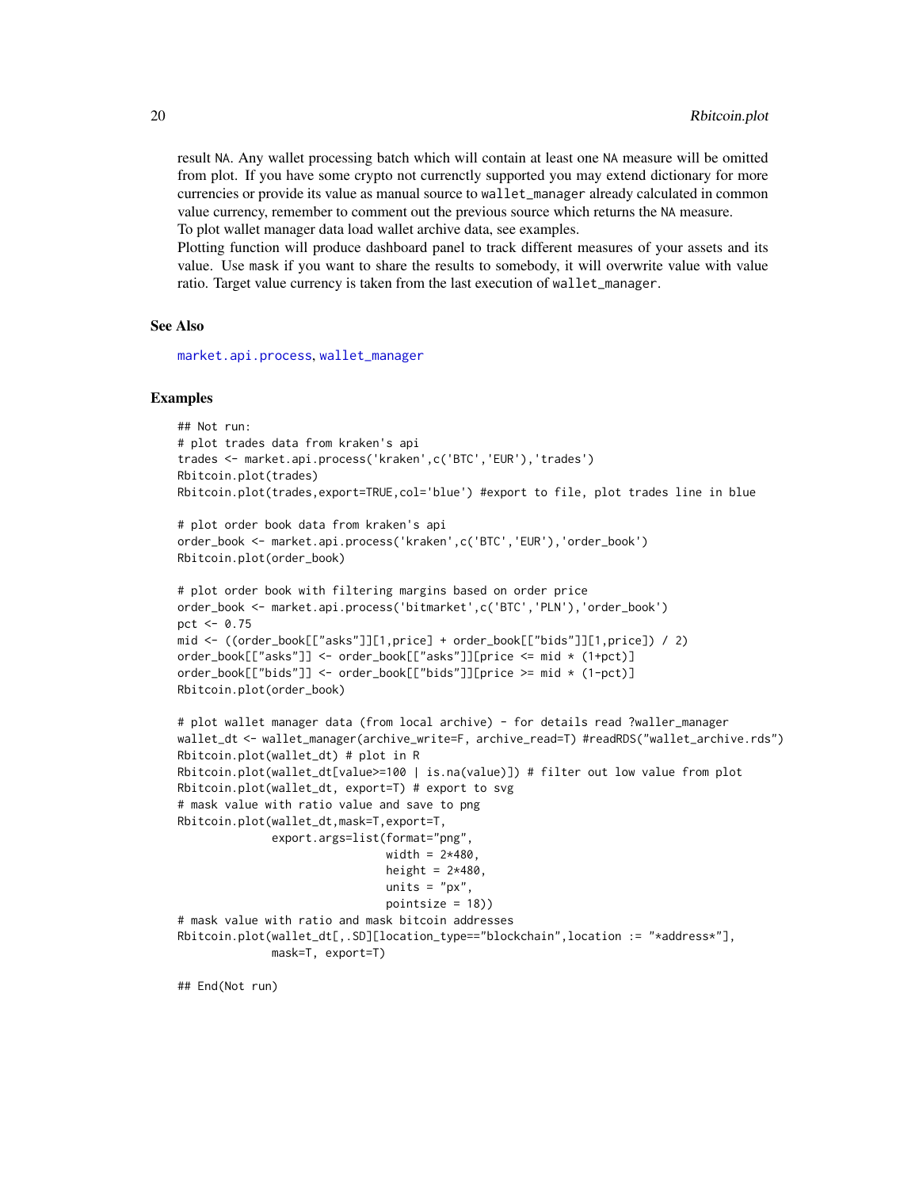result `NA`. Any wallet processing batch which will contain at least one `NA` measure will be omitted from plot. If you have some crypto not currenctly supported you may extend dictionary for more currencies or provide its value as manual source to `wallet_manager` already calculated in common value currency, remember to comment out the previous source which returns the `NA` measure.
To plot wallet manager data load wallet archive data, see examples.
Plotting function will produce dashboard panel to track different measures of your assets and its value. Use `mask` if you want to share the results to somebody, it will overwrite value with value ratio. Target value currency is taken from the last execution of `wallet_manager`.

## See Also

`market.api.process`, `wallet_manager`

## Examples

```
## Not run:
# plot trades data from kraken's api
trades <- market.api.process('kraken',c('BTC','EUR'),'trades')
Rbitcoin.plot(trades)
Rbitcoin.plot(trades,export=TRUE,col='blue') #export to file, plot trades line in blue

# plot order book data from kraken's api
order_book <- market.api.process('kraken',c('BTC','EUR'),'order_book')
Rbitcoin.plot(order_book)

# plot order book with filtering margins based on order price
order_book <- market.api.process('bitmarket',c('BTC','PLN'),'order_book')
pct <- 0.75
mid <- ((order_book[["asks"]][1,price] + order_book[["bids"]][1,price]) / 2)
order_book[["asks"]] <- order_book[["asks"]][price <= mid * (1+pct)]
order_book[["bids"]] <- order_book[["bids"]][price >= mid * (1-pct)]
Rbitcoin.plot(order_book)

# plot wallet manager data (from local archive) - for details read ?waller_manager
wallet_dt <- wallet_manager(archive_write=F, archive_read=T) #readRDS("wallet_archive.rds")
Rbitcoin.plot(wallet_dt) # plot in R
Rbitcoin.plot(wallet_dt[value>=100 | is.na(value)]) # filter out low value from plot
Rbitcoin.plot(wallet_dt, export=T) # export to svg
# mask value with ratio value and save to png
Rbitcoin.plot(wallet_dt,mask=T,export=T,
              export.args=list(format="png",
                               width = 2*480,
                               height = 2*480,
                               units = "px",
                               pointsize = 18))
# mask value with ratio and mask bitcoin addresses
Rbitcoin.plot(wallet_dt[,.SD][location_type=="blockchain",location := "*address*"],
              mask=T, export=T)

## End(Not run)
```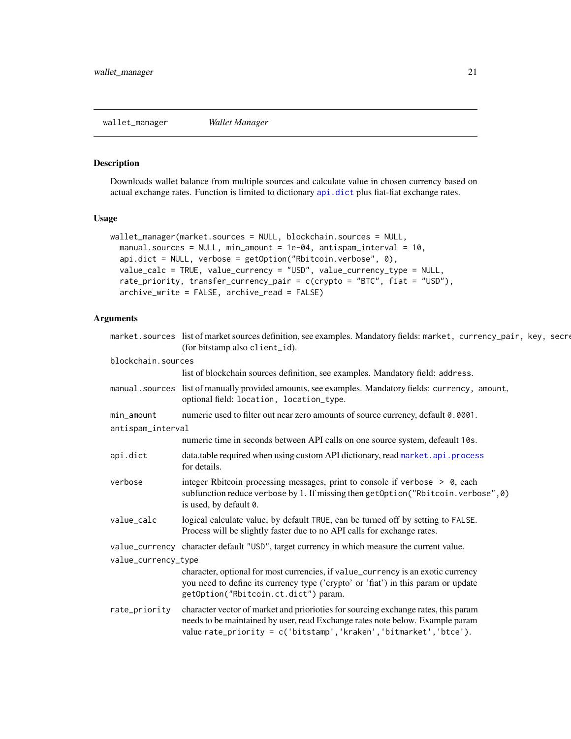## wallet_manager *Wallet Manager*

### Description

Downloads wallet balance from multiple sources and calculate value in chosen currency based on actual exchange rates. Function is limited to dictionary `api.dict` plus fiat-fiat exchange rates.

### Usage

```
wallet_manager(market.sources = NULL, blockchain.sources = NULL,
  manual.sources = NULL, min_amount = 1e-04, antispam_interval = 10,
  api.dict = NULL, verbose = getOption("Rbitcoin.verbose", 0),
  value_calc = TRUE, value_currency = "USD", value_currency_type = NULL,
  rate_priority, transfer_currency_pair = c(crypto = "BTC", fiat = "USD"),
  archive_write = FALSE, archive_read = FALSE)
```

### Arguments

- `market.sources` list of market sources definition, see examples. Mandatory fields: `market, currency_pair, key, secre` (for bitstamp also `client_id`).
- `blockchain.sources` list of blockchain sources definition, see examples. Mandatory field: `address`.
- `manual.sources` list of manually provided amounts, see examples. Mandatory fields: `currency, amount`, optional field: `location, location_type`.
- `min_amount` numeric used to filter out near zero amounts of source currency, default `0.0001`.
- `antispam_interval` numeric time in seconds between API calls on one source system, defeault `10s`.
- `api.dict` data.table required when using custom API dictionary, read `market.api.process` for details.
- `verbose` integer Rbitcoin processing messages, print to console if `verbose > 0`, each subfunction reduce `verbose` by 1. If missing then `getOption("Rbitcoin.verbose",0)` is used, by default `0`.
- `value_calc` logical calculate value, by default `TRUE`, can be turned off by setting to `FALSE`. Process will be slightly faster due to no API calls for exchange rates.
- `value_currency` character default `"USD"`, target currency in which measure the current value.
- `value_currency_type` character, optional for most currencies, if `value_currency` is an exotic currency you need to define its currency type ('crypto' or 'fiat') in this param or update `getOption("Rbitcoin.ct.dict")` param.
- `rate_priority` character vector of market and priorioties for sourcing exchange rates, this param needs to be maintained by user, read Exchange rates note below. Example param value `rate_priority = c('bitstamp','kraken','bitmarket','btce')`.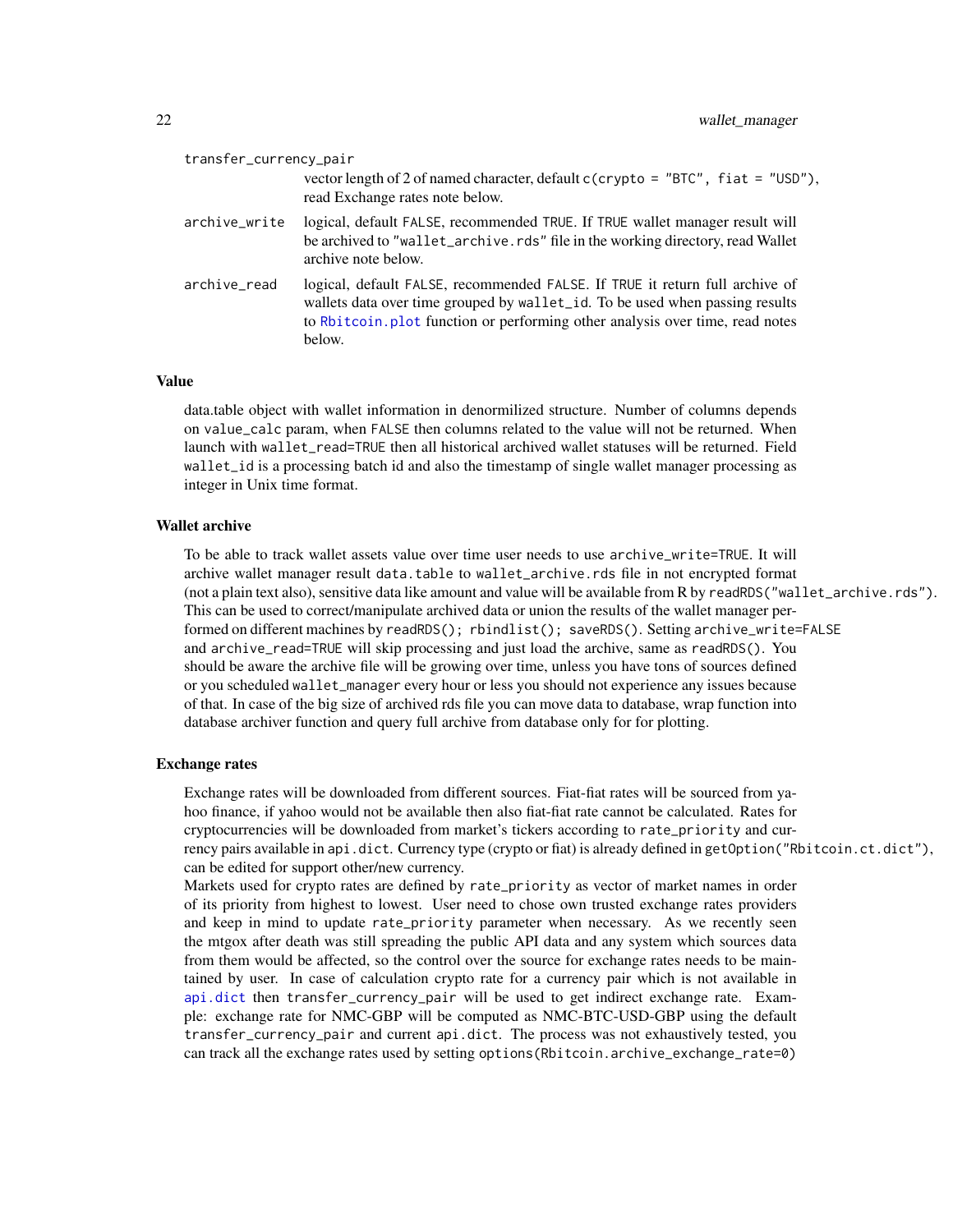transfer_currency_pair
: vector length of 2 of named character, default `c(crypto = "BTC", fiat = "USD")`, read Exchange rates note below.

archive_write
: logical, default `FALSE`, recommended `TRUE`. If `TRUE` wallet manager result will be archived to `"wallet_archive.rds"` file in the working directory, read Wallet archive note below.

archive_read
: logical, default `FALSE`, recommended `FALSE`. If `TRUE` it return full archive of wallets data over time grouped by `wallet_id`. To be used when passing results to `Rbitcoin.plot` function or performing other analysis over time, read notes below.

### Value

data.table object with wallet information in denormilized structure. Number of columns depends on `value_calc` param, when `FALSE` then columns related to the value will not be returned. When launch with `wallet_read=TRUE` then all historical archived wallet statuses will be returned. Field `wallet_id` is a processing batch id and also the timestamp of single wallet manager processing as integer in Unix time format.

### Wallet archive

To be able to track wallet assets value over time user needs to use `archive_write=TRUE`. It will archive wallet manager result `data.table` to `wallet_archive.rds` file in not encrypted format (not a plain text also), sensitive data like amount and value will be available from R by `readRDS("wallet_archive.rds")`. This can be used to correct/manipulate archived data or union the results of the wallet manager performed on different machines by `readRDS(); rbindlist(); saveRDS()`. Setting `archive_write=FALSE` and `archive_read=TRUE` will skip processing and just load the archive, same as `readRDS()`. You should be aware the archive file will be growing over time, unless you have tons of sources defined or you scheduled `wallet_manager` every hour or less you should not experience any issues because of that. In case of the big size of archived rds file you can move data to database, wrap function into database archiver function and query full archive from database only for for plotting.

### Exchange rates

Exchange rates will be downloaded from different sources. Fiat-fiat rates will be sourced from yahoo finance, if yahoo would not be available then also fiat-fiat rate cannot be calculated. Rates for cryptocurrencies will be downloaded from market's tickers according to `rate_priority` and currency pairs available in `api.dict`. Currency type (crypto or fiat) is already defined in `getOption("Rbitcoin.ct.dict")`, can be edited for support other/new currency.

Markets used for crypto rates are defined by `rate_priority` as vector of market names in order of its priority from highest to lowest. User need to chose own trusted exchange rates providers and keep in mind to update `rate_priority` parameter when necessary. As we recently seen the mtgox after death was still spreading the public API data and any system which sources data from them would be affected, so the control over the source for exchange rates needs to be maintained by user. In case of calculation crypto rate for a currency pair which is not available in `api.dict` then `transfer_currency_pair` will be used to get indirect exchange rate. Example: exchange rate for NMC-GBP will be computed as NMC-BTC-USD-GBP using the default `transfer_currency_pair` and current `api.dict`. The process was not exhaustively tested, you can track all the exchange rates used by setting `options(Rbitcoin.archive_exchange_rate=0)`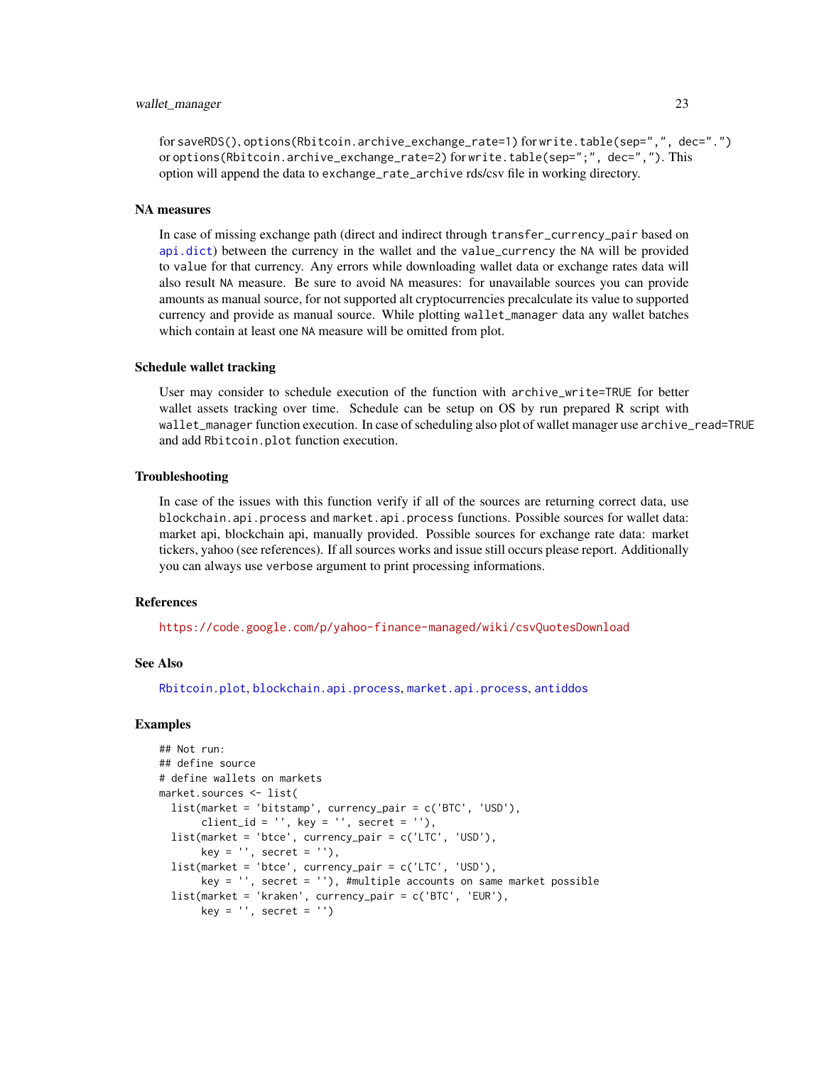for `saveRDS()`, `options(Rbitcoin.archive_exchange_rate=1)` for `write.table(sep=",", dec=".")` or `options(Rbitcoin.archive_exchange_rate=2)` for `write.table(sep=";", dec=",")`. This option will append the data to `exchange_rate_archive` rds/csv file in working directory.

### NA measures

In case of missing exchange path (direct and indirect through `transfer_currency_pair` based on `api.dict`) between the currency in the wallet and the `value_currency` the `NA` will be provided to `value` for that currency. Any errors while downloading wallet data or exchange rates data will also result `NA` measure. Be sure to avoid `NA` measures: for unavailable sources you can provide amounts as manual source, for not supported alt cryptocurrencies precalculate its value to supported currency and provide as manual source. While plotting `wallet_manager` data any wallet batches which contain at least one `NA` measure will be omitted from plot.

### Schedule wallet tracking

User may consider to schedule execution of the function with `archive_write=TRUE` for better wallet assets tracking over time. Schedule can be setup on OS by run prepared R script with `wallet_manager` function execution. In case of scheduling also plot of wallet manager use `archive_read=TRUE` and add `Rbitcoin.plot` function execution.

### Troubleshooting

In case of the issues with this function verify if all of the sources are returning correct data, use `blockchain.api.process` and `market.api.process` functions. Possible sources for wallet data: market api, blockchain api, manually provided. Possible sources for exchange rate data: market tickers, yahoo (see references). If all sources works and issue still occurs please report. Additionally you can always use `verbose` argument to print processing informations.

### References

https://code.google.com/p/yahoo-finance-managed/wiki/csvQuotesDownload

### See Also

`Rbitcoin.plot`, `blockchain.api.process`, `market.api.process`, `antiddos`

### Examples

```
## Not run:
## define source
# define wallets on markets
market.sources <- list(
  list(market = 'bitstamp', currency_pair = c('BTC', 'USD'),
       client_id = '', key = '', secret = ''),
  list(market = 'btce', currency_pair = c('LTC', 'USD'),
       key = '', secret = ''),
  list(market = 'btce', currency_pair = c('LTC', 'USD'),
       key = '', secret = ''), #multiple accounts on same market possible
  list(market = 'kraken', currency_pair = c('BTC', 'EUR'),
       key = '', secret = '')
```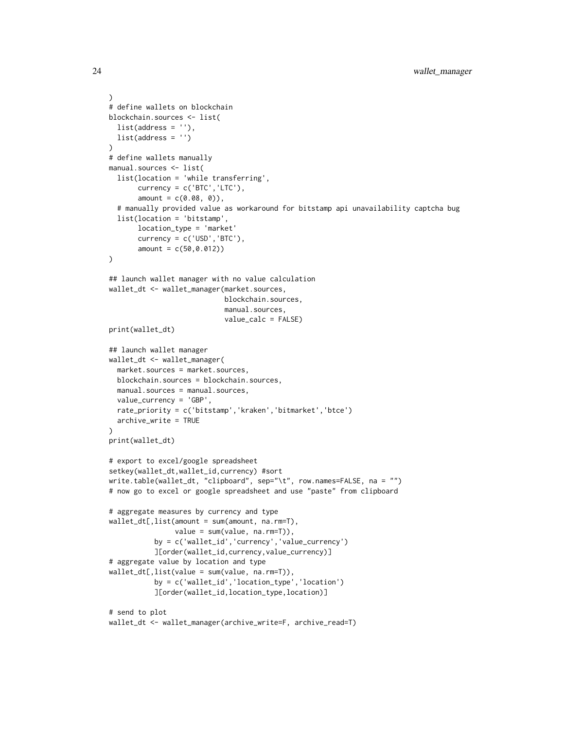```
)
# define wallets on blockchain
blockchain.sources <- list(
  list(address = ''),
  list(address = '')
)
# define wallets manually
manual.sources <- list(
  list(location = 'while transferring',
       currency = c('BTC','LTC'),
       amount = c(0.08, 0)),
  # manually provided value as workaround for bitstamp api unavailability captcha bug
  list(location = 'bitstamp',
       location_type = 'market'
       currency = c('USD','BTC'),
       amount = c(50,0.012))
)

## launch wallet manager with no value calculation
wallet_dt <- wallet_manager(market.sources,
                            blockchain.sources,
                            manual.sources,
                            value_calc = FALSE)
print(wallet_dt)

## launch wallet manager
wallet_dt <- wallet_manager(
  market.sources = market.sources,
  blockchain.sources = blockchain.sources,
  manual.sources = manual.sources,
  value_currency = 'GBP',
  rate_priority = c('bitstamp','kraken','bitmarket','btce')
  archive_write = TRUE
)
print(wallet_dt)

# export to excel/google spreadsheet
setkey(wallet_dt,wallet_id,currency) #sort
write.table(wallet_dt, "clipboard", sep="\t", row.names=FALSE, na = "")
# now go to excel or google spreadsheet and use "paste" from clipboard

# aggregate measures by currency and type
wallet_dt[,list(amount = sum(amount, na.rm=T),
                value = sum(value, na.rm=T)),
           by = c('wallet_id','currency','value_currency')
           ][order(wallet_id,currency,value_currency)]
# aggregate value by location and type
wallet_dt[,list(value = sum(value, na.rm=T)),
           by = c('wallet_id','location_type','location')
           ][order(wallet_id,location_type,location)]

# send to plot
wallet_dt <- wallet_manager(archive_write=F, archive_read=T)
```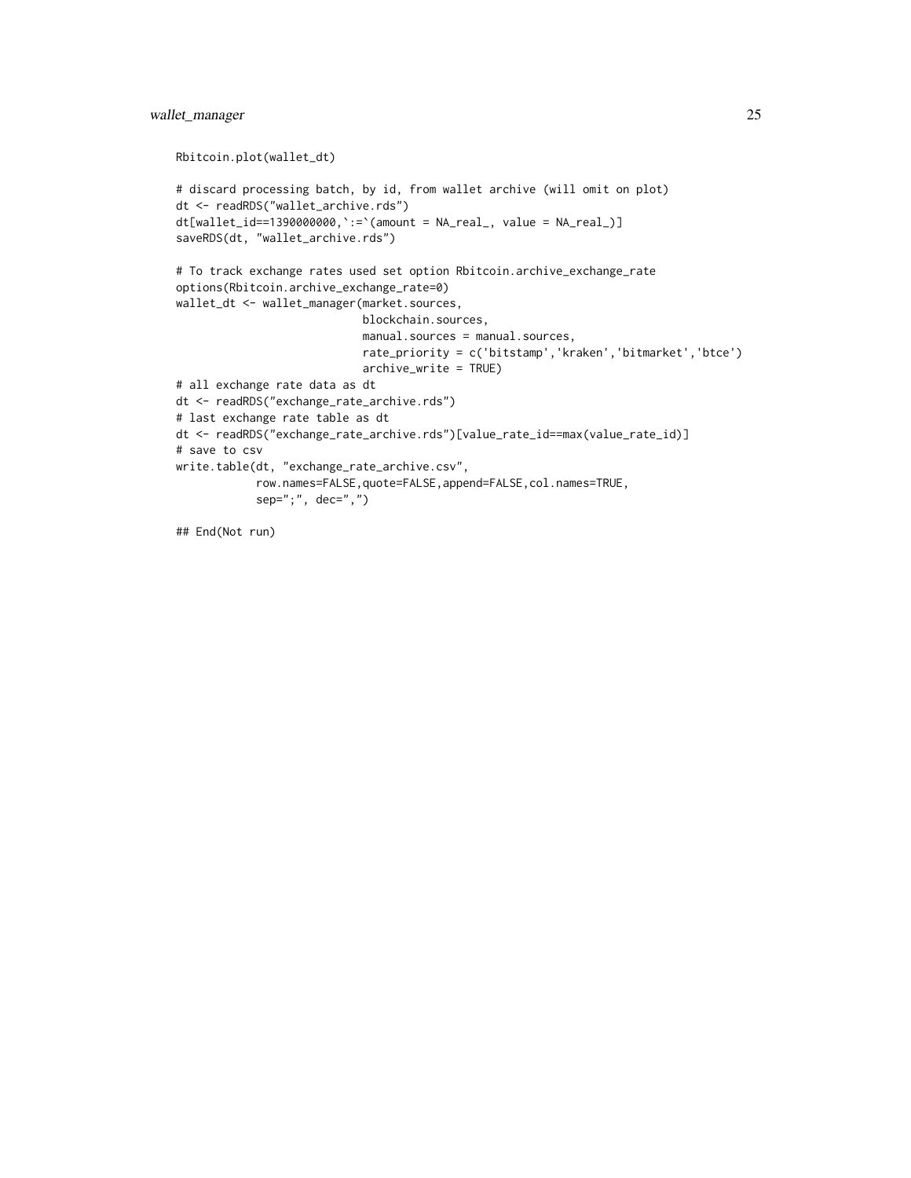```
Rbitcoin.plot(wallet_dt)

# discard processing batch, by id, from wallet archive (will omit on plot)
dt <- readRDS("wallet_archive.rds")
dt[wallet_id==1390000000,`:=`(amount = NA_real_, value = NA_real_)]
saveRDS(dt, "wallet_archive.rds")

# To track exchange rates used set option Rbitcoin.archive_exchange_rate
options(Rbitcoin.archive_exchange_rate=0)
wallet_dt <- wallet_manager(market.sources,
                            blockchain.sources,
                            manual.sources = manual.sources,
                            rate_priority = c('bitstamp','kraken','bitmarket','btce')
                            archive_write = TRUE)
# all exchange rate data as dt
dt <- readRDS("exchange_rate_archive.rds")
# last exchange rate table as dt
dt <- readRDS("exchange_rate_archive.rds")[value_rate_id==max(value_rate_id)]
# save to csv
write.table(dt, "exchange_rate_archive.csv",
            row.names=FALSE,quote=FALSE,append=FALSE,col.names=TRUE,
            sep=";", dec=",")

## End(Not run)
```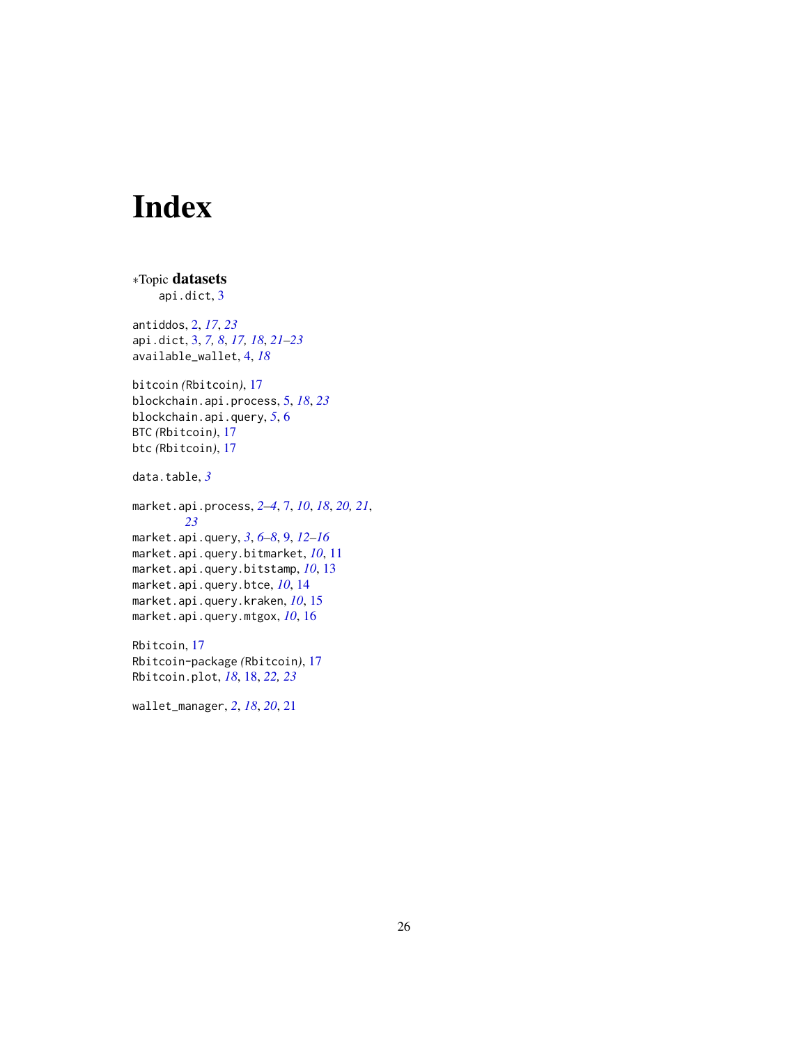# Index

∗Topic **datasets**

api.dict, 3

antiddos, 2, *17*, *23*
api.dict, 3, *7, 8*, *17, 18*, *21–23*
available_wallet, 4, *18*

bitcoin *(*Rbitcoin*)*, 17
blockchain.api.process, 5, *18*, *23*
blockchain.api.query, *5*, 6
BTC *(*Rbitcoin*)*, 17
btc *(*Rbitcoin*)*, 17

data.table, *3*

market.api.process, *2–4*, 7, *10*, *18*, *20, 21*, *23*
market.api.query, *3*, *6–8*, 9, *12–16*
market.api.query.bitmarket, *10*, 11
market.api.query.bitstamp, *10*, 13
market.api.query.btce, *10*, 14
market.api.query.kraken, *10*, 15
market.api.query.mtgox, *10*, 16

Rbitcoin, 17
Rbitcoin-package *(*Rbitcoin*)*, 17
Rbitcoin.plot, *18*, 18, *22, 23*

wallet_manager, *2*, *18*, *20*, 21